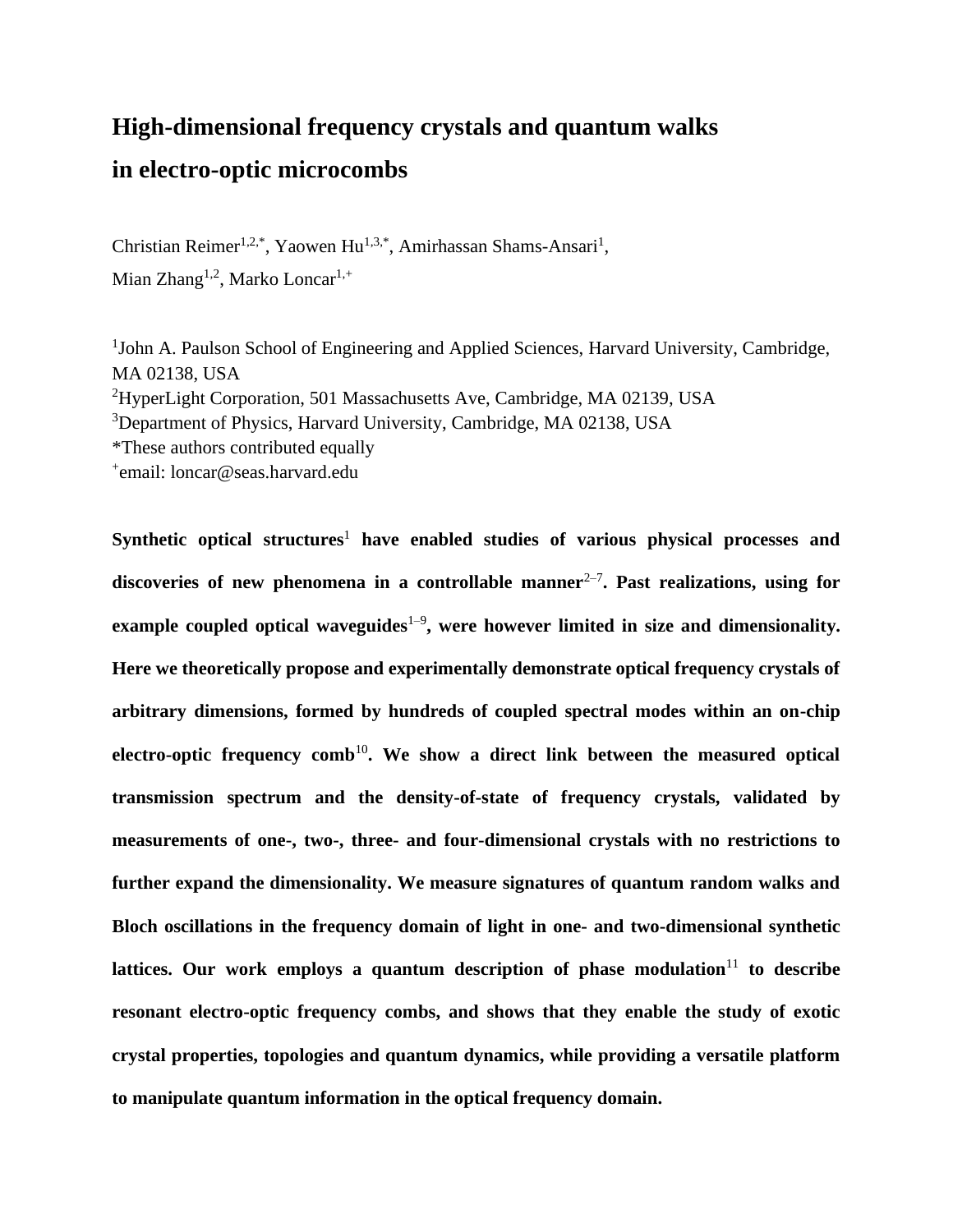# High-dimensional frequency crystals and quantum walks in electro-optic microcombs

Christian Reimer[1,2,*], Yaowen Hu[1,3,*], Amirhassan Shams-Ansari[1], Mian Zhang[1,2], Marko Loncar[1,+]

[1]John A. Paulson School of Engineering and Applied Sciences, Harvard University, Cambridge, MA 02138, USA
[2]HyperLight Corporation, 501 Massachusetts Ave, Cambridge, MA 02139, USA
[3]Department of Physics, Harvard University, Cambridge, MA 02138, USA
*These authors contributed equally
[+]email: loncar@seas.harvard.edu

**Synthetic optical structures[1] have enabled studies of various physical processes and discoveries of new phenomena in a controllable manner[2–7]. Past realizations, using for example coupled optical waveguides[1–9], were however limited in size and dimensionality. Here we theoretically propose and experimentally demonstrate optical frequency crystals of arbitrary dimensions, formed by hundreds of coupled spectral modes within an on-chip electro-optic frequency comb[10]. We show a direct link between the measured optical transmission spectrum and the density-of-state of frequency crystals, validated by measurements of one-, two-, three- and four-dimensional crystals with no restrictions to further expand the dimensionality. We measure signatures of quantum random walks and Bloch oscillations in the frequency domain of light in one- and two-dimensional synthetic lattices. Our work employs a quantum description of phase modulation[11] to describe resonant electro-optic frequency combs, and shows that they enable the study of exotic crystal properties, topologies and quantum dynamics, while providing a versatile platform to manipulate quantum information in the optical frequency domain.**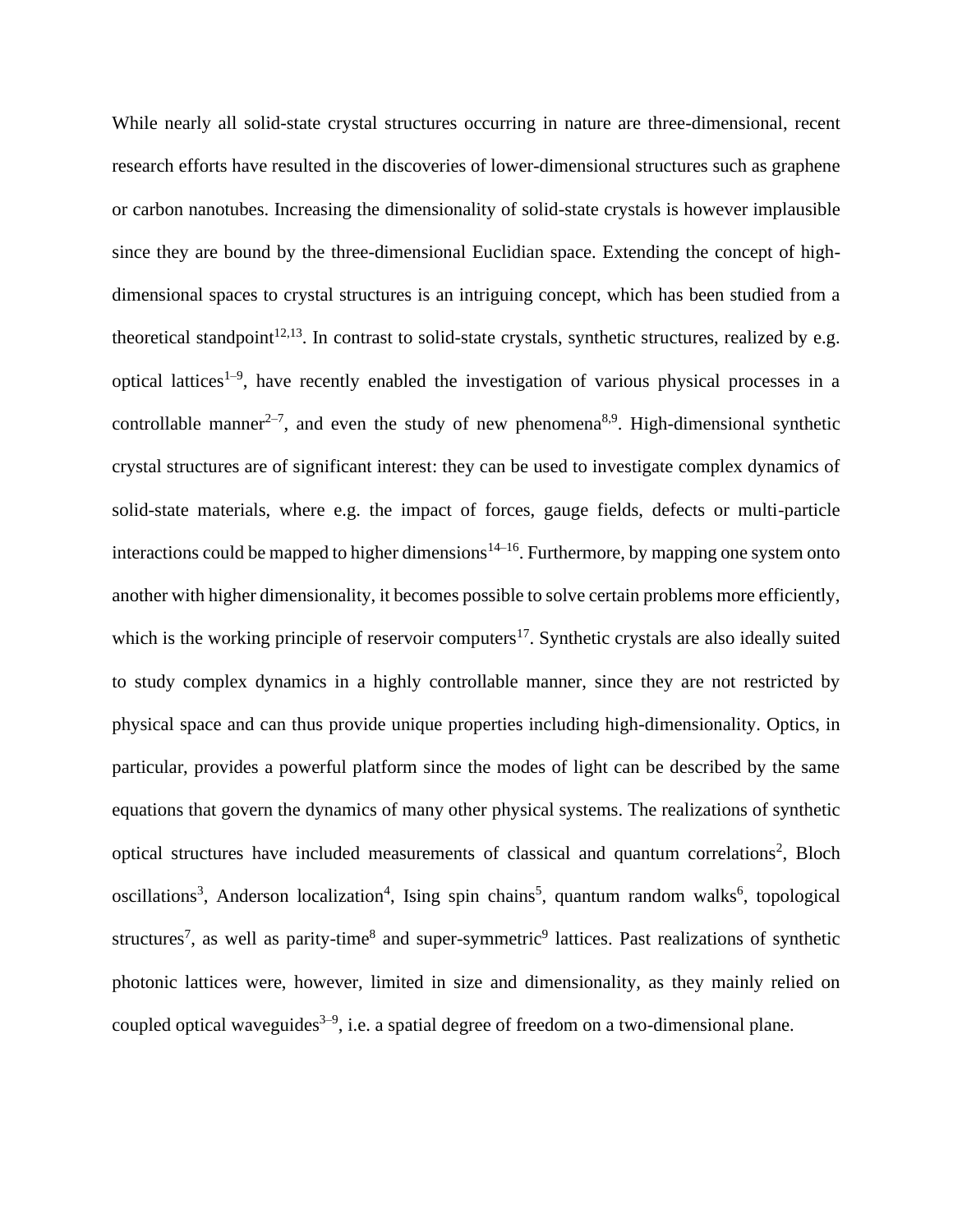While nearly all solid-state crystal structures occurring in nature are three-dimensional, recent research efforts have resulted in the discoveries of lower-dimensional structures such as graphene or carbon nanotubes. Increasing the dimensionality of solid-state crystals is however implausible since they are bound by the three-dimensional Euclidian space. Extending the concept of high-dimensional spaces to crystal structures is an intriguing concept, which has been studied from a theoretical standpoint[12,13]. In contrast to solid-state crystals, synthetic structures, realized by e.g. optical lattices[1–9], have recently enabled the investigation of various physical processes in a controllable manner[2–7], and even the study of new phenomena[8,9]. High-dimensional synthetic crystal structures are of significant interest: they can be used to investigate complex dynamics of solid-state materials, where e.g. the impact of forces, gauge fields, defects or multi-particle interactions could be mapped to higher dimensions[14–16]. Furthermore, by mapping one system onto another with higher dimensionality, it becomes possible to solve certain problems more efficiently, which is the working principle of reservoir computers[17]. Synthetic crystals are also ideally suited to study complex dynamics in a highly controllable manner, since they are not restricted by physical space and can thus provide unique properties including high-dimensionality. Optics, in particular, provides a powerful platform since the modes of light can be described by the same equations that govern the dynamics of many other physical systems. The realizations of synthetic optical structures have included measurements of classical and quantum correlations[2], Bloch oscillations[3], Anderson localization[4], Ising spin chains[5], quantum random walks[6], topological structures[7], as well as parity-time[8] and super-symmetric[9] lattices. Past realizations of synthetic photonic lattices were, however, limited in size and dimensionality, as they mainly relied on coupled optical waveguides[3–9], i.e. a spatial degree of freedom on a two-dimensional plane.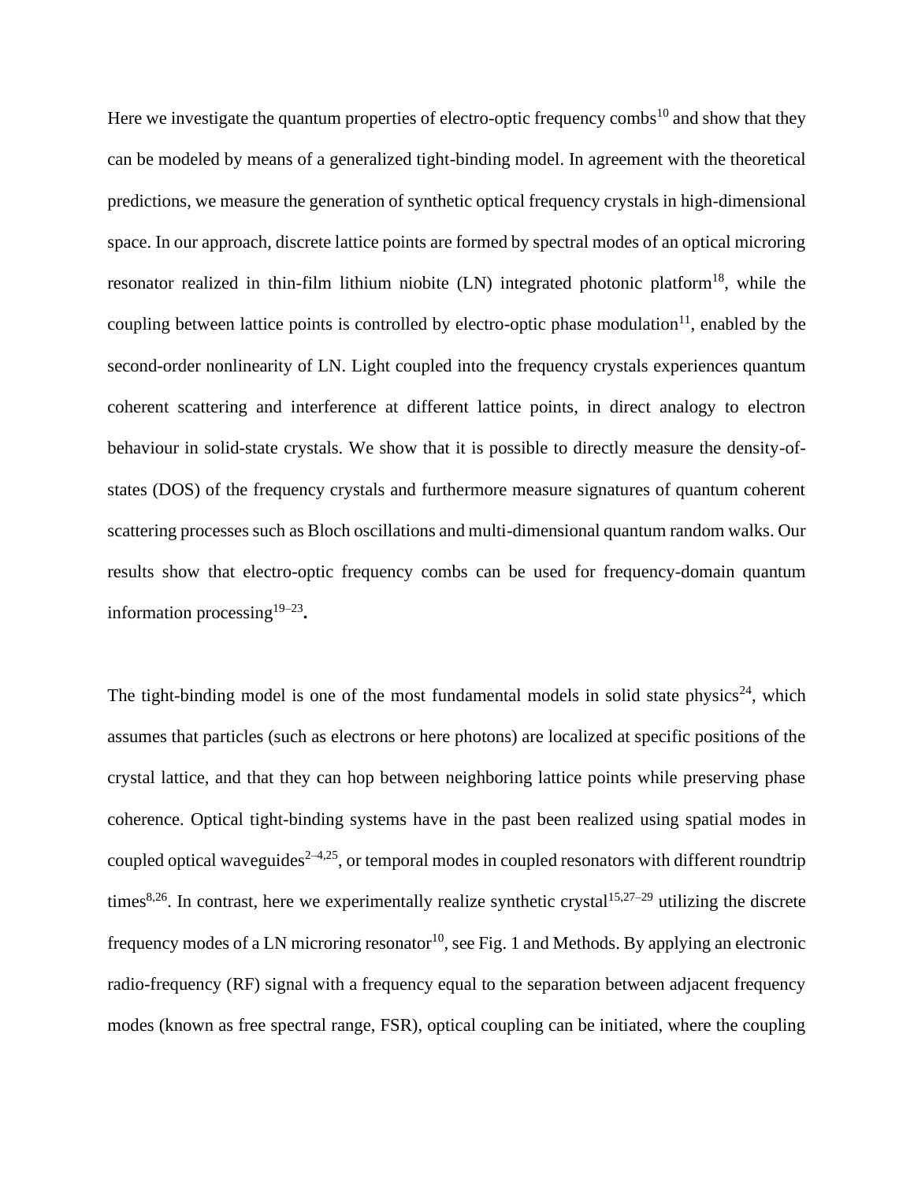Here we investigate the quantum properties of electro-optic frequency combs[10] and show that they can be modeled by means of a generalized tight-binding model. In agreement with the theoretical predictions, we measure the generation of synthetic optical frequency crystals in high-dimensional space. In our approach, discrete lattice points are formed by spectral modes of an optical microring resonator realized in thin-film lithium niobite (LN) integrated photonic platform[18], while the coupling between lattice points is controlled by electro-optic phase modulation[11], enabled by the second-order nonlinearity of LN. Light coupled into the frequency crystals experiences quantum coherent scattering and interference at different lattice points, in direct analogy to electron behaviour in solid-state crystals. We show that it is possible to directly measure the density-of-states (DOS) of the frequency crystals and furthermore measure signatures of quantum coherent scattering processes such as Bloch oscillations and multi-dimensional quantum random walks. Our results show that electro-optic frequency combs can be used for frequency-domain quantum information processing[19–23]**.**

The tight-binding model is one of the most fundamental models in solid state physics[24], which assumes that particles (such as electrons or here photons) are localized at specific positions of the crystal lattice, and that they can hop between neighboring lattice points while preserving phase coherence. Optical tight-binding systems have in the past been realized using spatial modes in coupled optical waveguides[2–4,25], or temporal modes in coupled resonators with different roundtrip times[8,26]. In contrast, here we experimentally realize synthetic crystal[15,27–29] utilizing the discrete frequency modes of a LN microring resonator[10], see Fig. 1 and Methods. By applying an electronic radio-frequency (RF) signal with a frequency equal to the separation between adjacent frequency modes (known as free spectral range, FSR), optical coupling can be initiated, where the coupling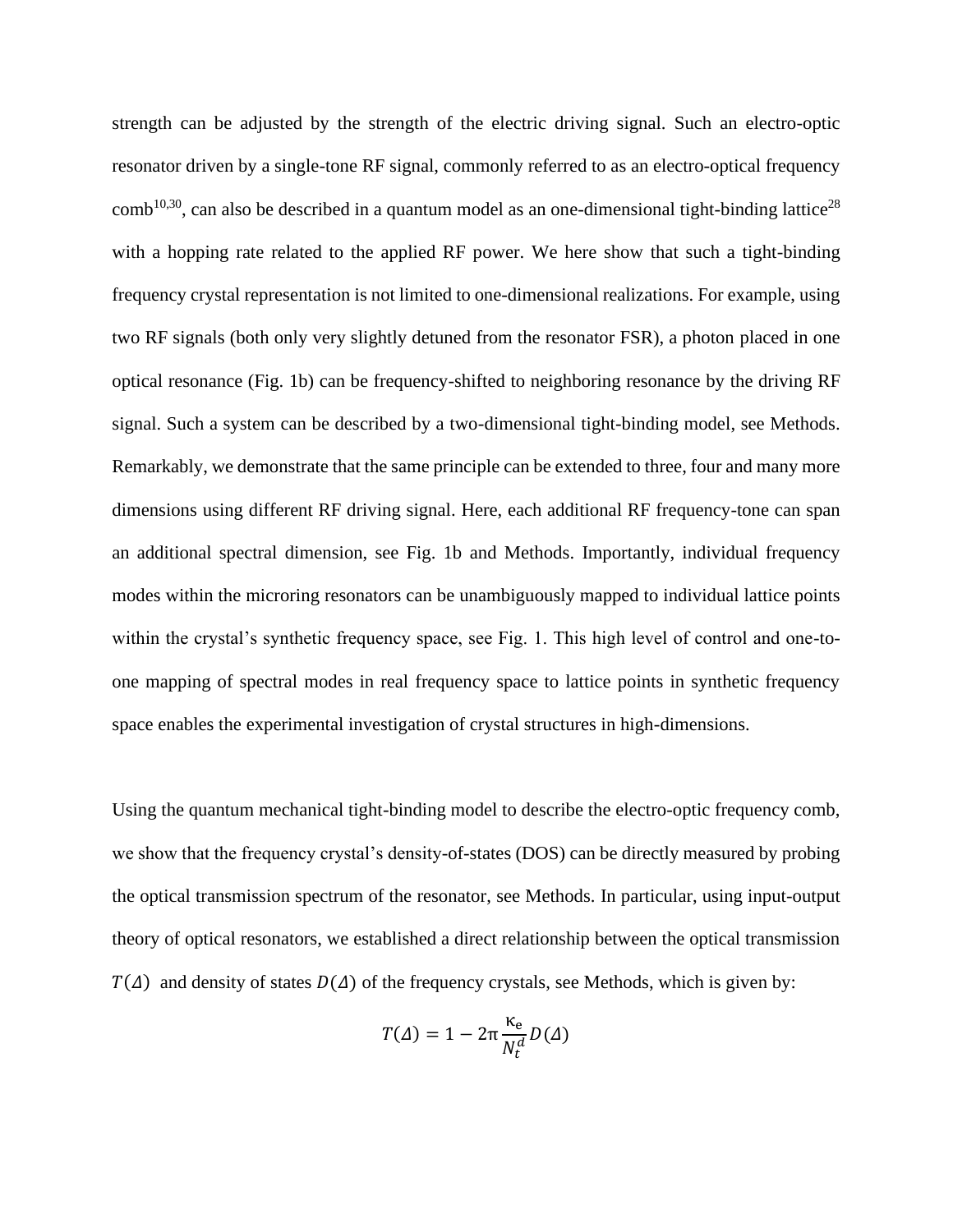strength can be adjusted by the strength of the electric driving signal. Such an electro-optic resonator driven by a single-tone RF signal, commonly referred to as an electro-optical frequency comb[10,30], can also be described in a quantum model as an one-dimensional tight-binding lattice[28] with a hopping rate related to the applied RF power. We here show that such a tight-binding frequency crystal representation is not limited to one-dimensional realizations. For example, using two RF signals (both only very slightly detuned from the resonator FSR), a photon placed in one optical resonance (Fig. 1b) can be frequency-shifted to neighboring resonance by the driving RF signal. Such a system can be described by a two-dimensional tight-binding model, see Methods. Remarkably, we demonstrate that the same principle can be extended to three, four and many more dimensions using different RF driving signal. Here, each additional RF frequency-tone can span an additional spectral dimension, see Fig. 1b and Methods. Importantly, individual frequency modes within the microring resonators can be unambiguously mapped to individual lattice points within the crystal's synthetic frequency space, see Fig. 1. This high level of control and one-to-one mapping of spectral modes in real frequency space to lattice points in synthetic frequency space enables the experimental investigation of crystal structures in high-dimensions.

Using the quantum mechanical tight-binding model to describe the electro-optic frequency comb, we show that the frequency crystal's density-of-states (DOS) can be directly measured by probing the optical transmission spectrum of the resonator, see Methods. In particular, using input-output theory of optical resonators, we established a direct relationship between the optical transmission $T(\Delta)$ and density of states $D(\Delta)$ of the frequency crystals, see Methods, which is given by:

$$T(\Delta) = 1 - 2\pi \frac{\kappa_e}{N_t^d} D(\Delta)$$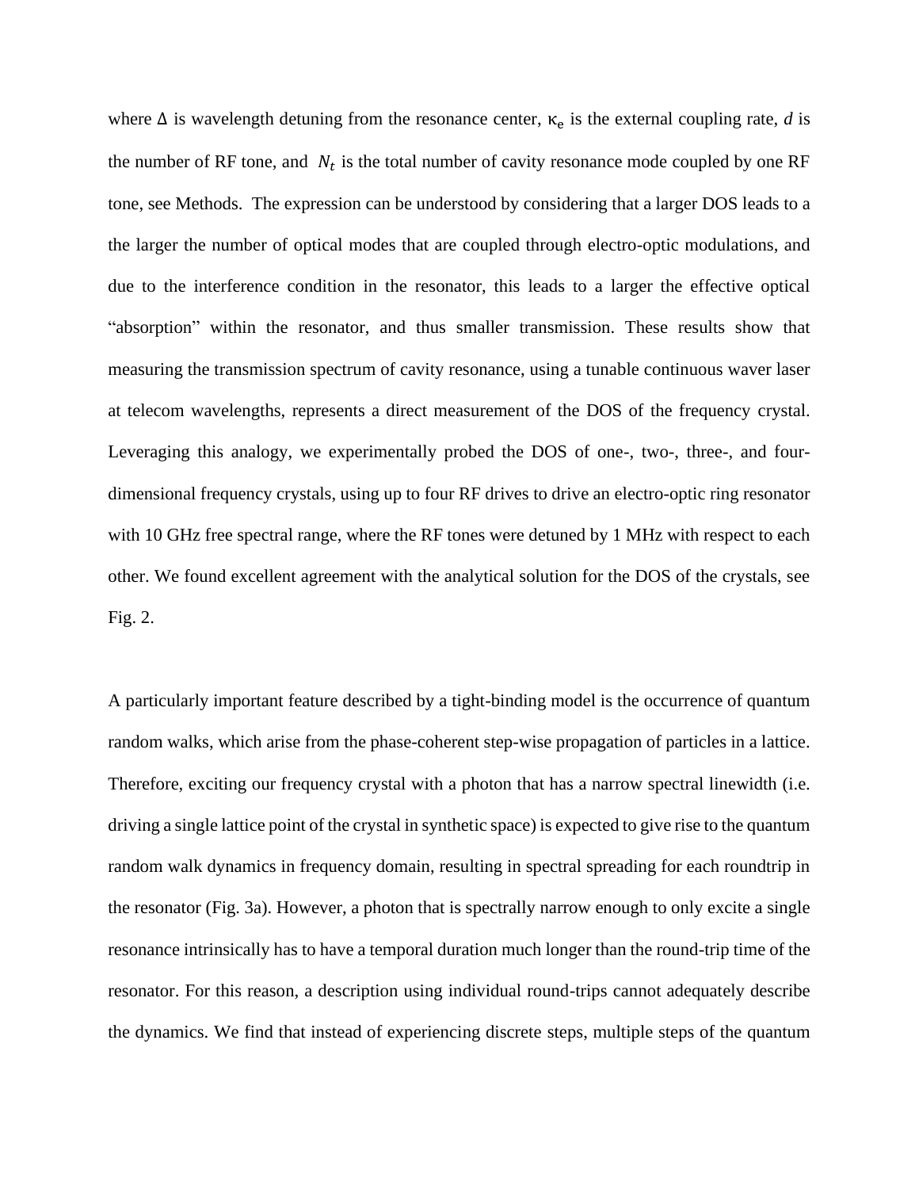where $\Delta$ is wavelength detuning from the resonance center, $\kappa_e$ is the external coupling rate, $d$ is the number of RF tone, and $N_t$ is the total number of cavity resonance mode coupled by one RF tone, see Methods. The expression can be understood by considering that a larger DOS leads to a the larger the number of optical modes that are coupled through electro-optic modulations, and due to the interference condition in the resonator, this leads to a larger the effective optical "absorption" within the resonator, and thus smaller transmission. These results show that measuring the transmission spectrum of cavity resonance, using a tunable continuous waver laser at telecom wavelengths, represents a direct measurement of the DOS of the frequency crystal. Leveraging this analogy, we experimentally probed the DOS of one-, two-, three-, and four-dimensional frequency crystals, using up to four RF drives to drive an electro-optic ring resonator with 10 GHz free spectral range, where the RF tones were detuned by 1 MHz with respect to each other. We found excellent agreement with the analytical solution for the DOS of the crystals, see Fig. 2.

A particularly important feature described by a tight-binding model is the occurrence of quantum random walks, which arise from the phase-coherent step-wise propagation of particles in a lattice. Therefore, exciting our frequency crystal with a photon that has a narrow spectral linewidth (i.e. driving a single lattice point of the crystal in synthetic space) is expected to give rise to the quantum random walk dynamics in frequency domain, resulting in spectral spreading for each roundtrip in the resonator (Fig. 3a). However, a photon that is spectrally narrow enough to only excite a single resonance intrinsically has to have a temporal duration much longer than the round-trip time of the resonator. For this reason, a description using individual round-trips cannot adequately describe the dynamics. We find that instead of experiencing discrete steps, multiple steps of the quantum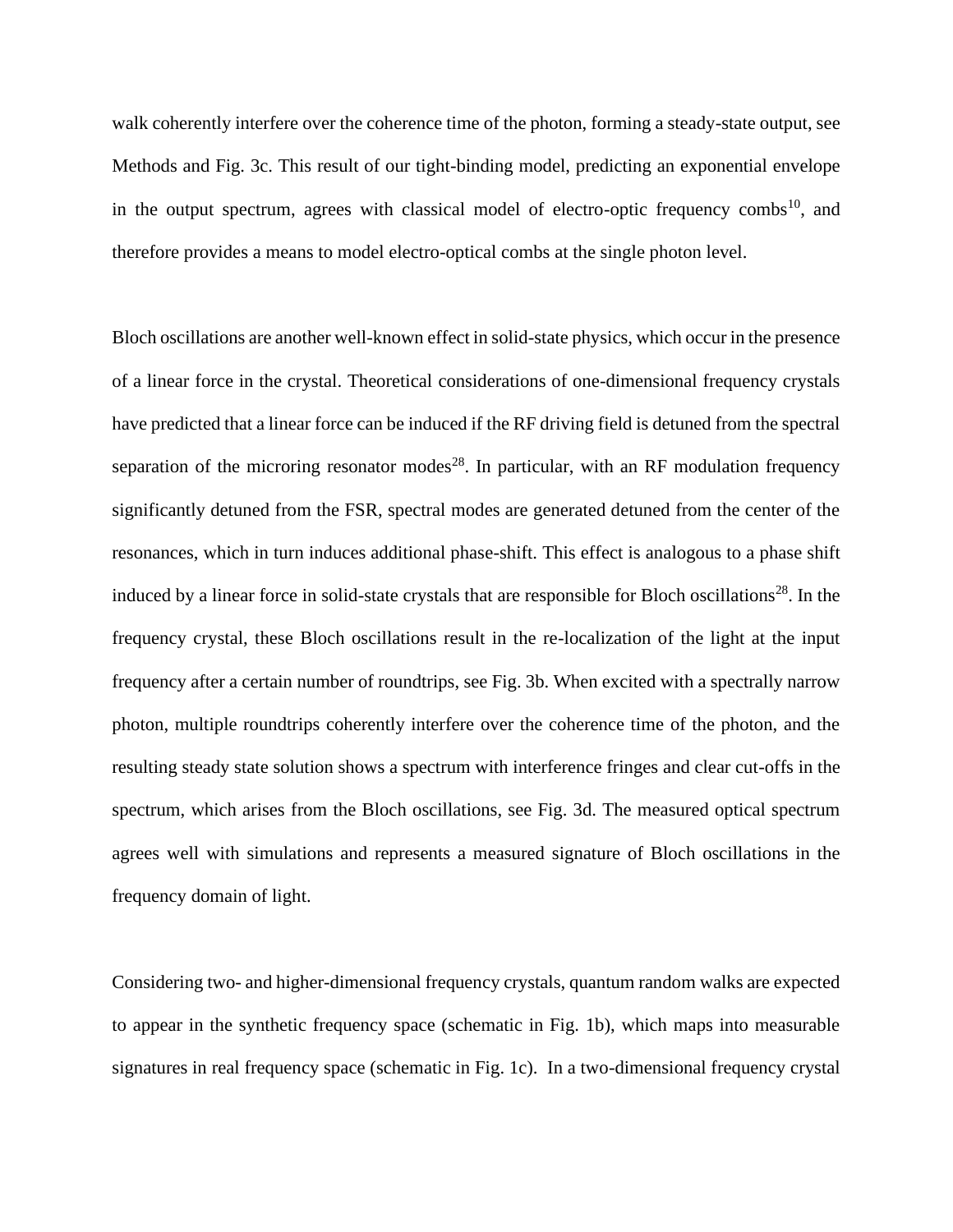walk coherently interfere over the coherence time of the photon, forming a steady-state output, see Methods and Fig. 3c. This result of our tight-binding model, predicting an exponential envelope in the output spectrum, agrees with classical model of electro-optic frequency combs[10], and therefore provides a means to model electro-optical combs at the single photon level.

Bloch oscillations are another well-known effect in solid-state physics, which occur in the presence of a linear force in the crystal. Theoretical considerations of one-dimensional frequency crystals have predicted that a linear force can be induced if the RF driving field is detuned from the spectral separation of the microring resonator modes[28]. In particular, with an RF modulation frequency significantly detuned from the FSR, spectral modes are generated detuned from the center of the resonances, which in turn induces additional phase-shift. This effect is analogous to a phase shift induced by a linear force in solid-state crystals that are responsible for Bloch oscillations[28]. In the frequency crystal, these Bloch oscillations result in the re-localization of the light at the input frequency after a certain number of roundtrips, see Fig. 3b. When excited with a spectrally narrow photon, multiple roundtrips coherently interfere over the coherence time of the photon, and the resulting steady state solution shows a spectrum with interference fringes and clear cut-offs in the spectrum, which arises from the Bloch oscillations, see Fig. 3d. The measured optical spectrum agrees well with simulations and represents a measured signature of Bloch oscillations in the frequency domain of light.

Considering two- and higher-dimensional frequency crystals, quantum random walks are expected to appear in the synthetic frequency space (schematic in Fig. 1b), which maps into measurable signatures in real frequency space (schematic in Fig. 1c). In a two-dimensional frequency crystal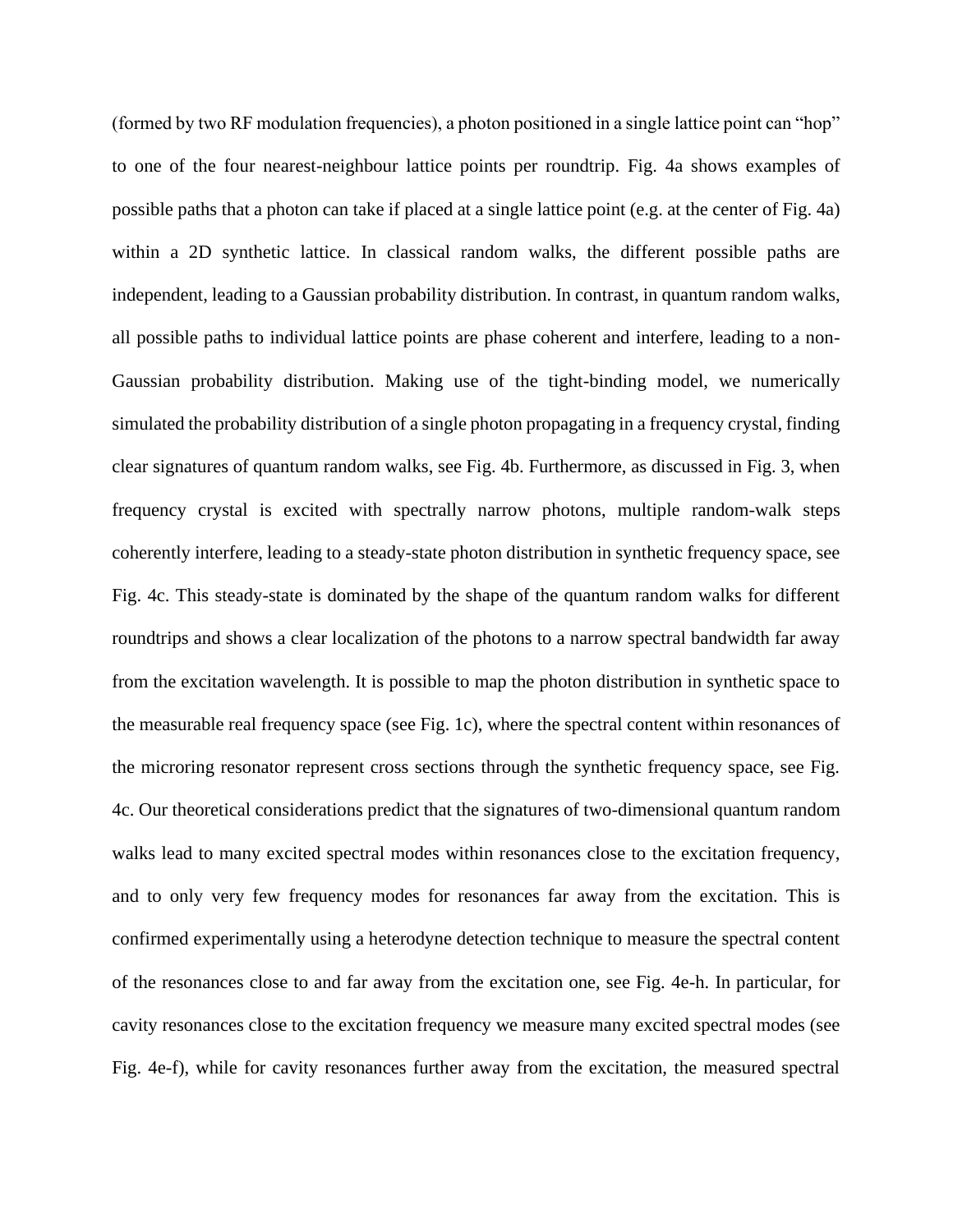(formed by two RF modulation frequencies), a photon positioned in a single lattice point can "hop" to one of the four nearest-neighbour lattice points per roundtrip. Fig. 4a shows examples of possible paths that a photon can take if placed at a single lattice point (e.g. at the center of Fig. 4a) within a 2D synthetic lattice. In classical random walks, the different possible paths are independent, leading to a Gaussian probability distribution. In contrast, in quantum random walks, all possible paths to individual lattice points are phase coherent and interfere, leading to a non-Gaussian probability distribution. Making use of the tight-binding model, we numerically simulated the probability distribution of a single photon propagating in a frequency crystal, finding clear signatures of quantum random walks, see Fig. 4b. Furthermore, as discussed in Fig. 3, when frequency crystal is excited with spectrally narrow photons, multiple random-walk steps coherently interfere, leading to a steady-state photon distribution in synthetic frequency space, see Fig. 4c. This steady-state is dominated by the shape of the quantum random walks for different roundtrips and shows a clear localization of the photons to a narrow spectral bandwidth far away from the excitation wavelength. It is possible to map the photon distribution in synthetic space to the measurable real frequency space (see Fig. 1c), where the spectral content within resonances of the microring resonator represent cross sections through the synthetic frequency space, see Fig. 4c. Our theoretical considerations predict that the signatures of two-dimensional quantum random walks lead to many excited spectral modes within resonances close to the excitation frequency, and to only very few frequency modes for resonances far away from the excitation. This is confirmed experimentally using a heterodyne detection technique to measure the spectral content of the resonances close to and far away from the excitation one, see Fig. 4e-h. In particular, for cavity resonances close to the excitation frequency we measure many excited spectral modes (see Fig. 4e-f), while for cavity resonances further away from the excitation, the measured spectral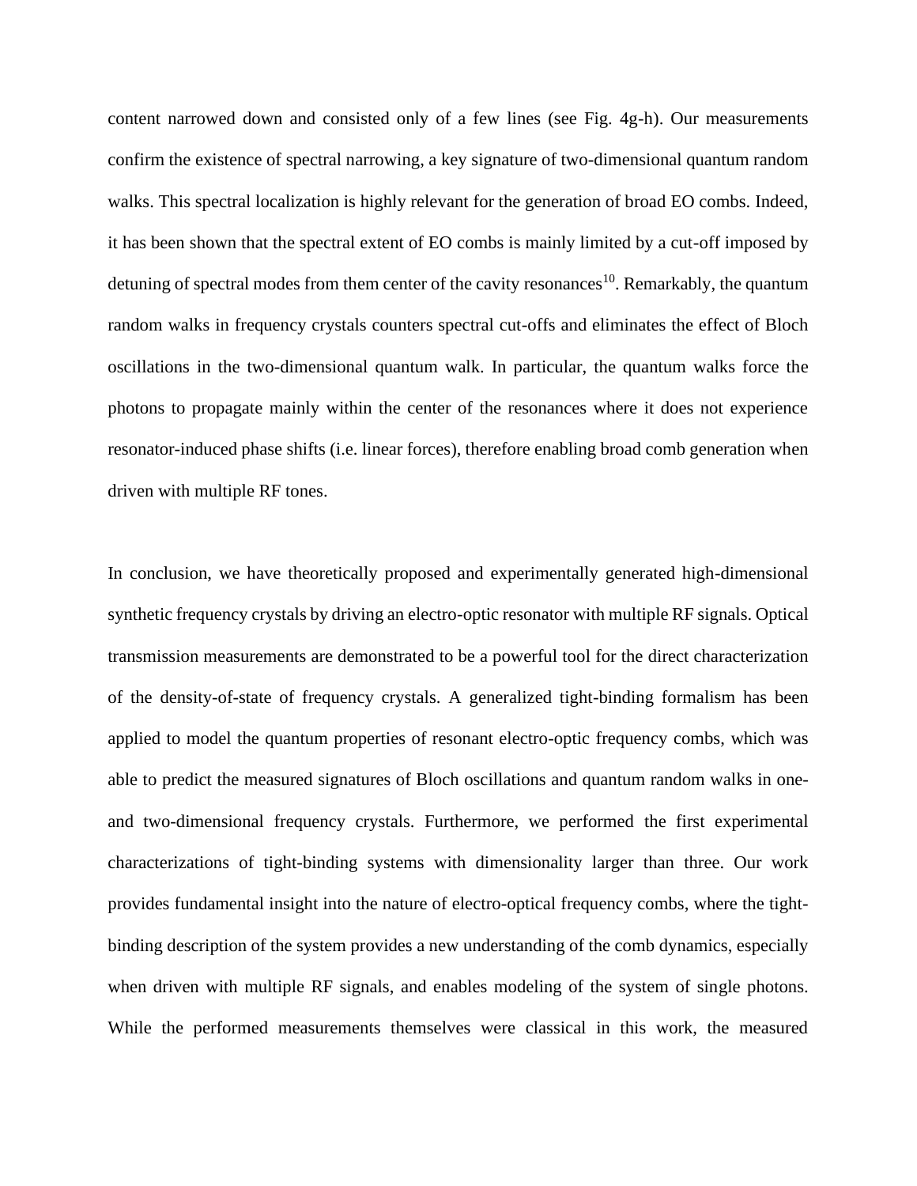content narrowed down and consisted only of a few lines (see Fig. 4g-h). Our measurements confirm the existence of spectral narrowing, a key signature of two-dimensional quantum random walks. This spectral localization is highly relevant for the generation of broad EO combs. Indeed, it has been shown that the spectral extent of EO combs is mainly limited by a cut-off imposed by detuning of spectral modes from them center of the cavity resonances[10]. Remarkably, the quantum random walks in frequency crystals counters spectral cut-offs and eliminates the effect of Bloch oscillations in the two-dimensional quantum walk. In particular, the quantum walks force the photons to propagate mainly within the center of the resonances where it does not experience resonator-induced phase shifts (i.e. linear forces), therefore enabling broad comb generation when driven with multiple RF tones.

In conclusion, we have theoretically proposed and experimentally generated high-dimensional synthetic frequency crystals by driving an electro-optic resonator with multiple RF signals. Optical transmission measurements are demonstrated to be a powerful tool for the direct characterization of the density-of-state of frequency crystals. A generalized tight-binding formalism has been applied to model the quantum properties of resonant electro-optic frequency combs, which was able to predict the measured signatures of Bloch oscillations and quantum random walks in one- and two-dimensional frequency crystals. Furthermore, we performed the first experimental characterizations of tight-binding systems with dimensionality larger than three. Our work provides fundamental insight into the nature of electro-optical frequency combs, where the tight-binding description of the system provides a new understanding of the comb dynamics, especially when driven with multiple RF signals, and enables modeling of the system of single photons. While the performed measurements themselves were classical in this work, the measured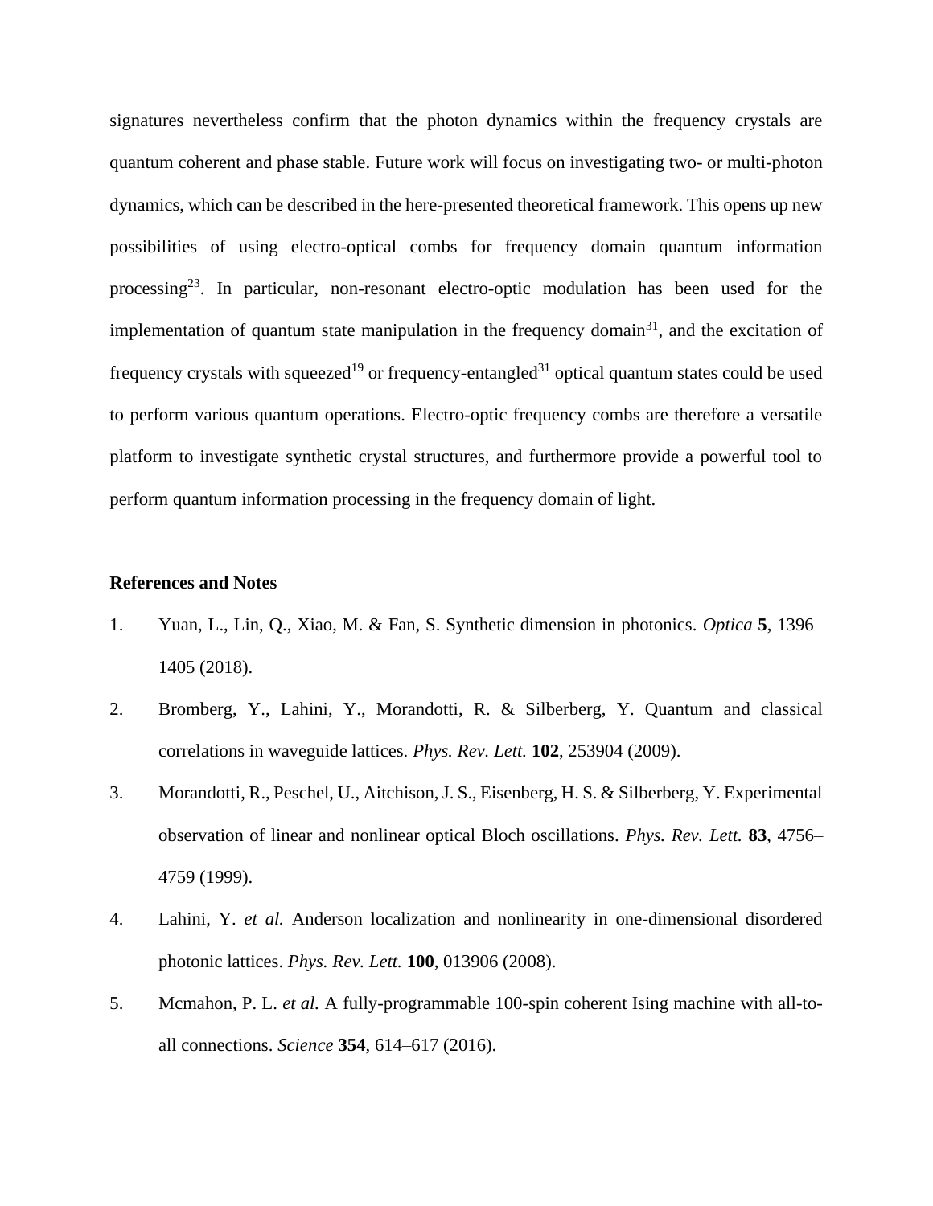signatures nevertheless confirm that the photon dynamics within the frequency crystals are quantum coherent and phase stable. Future work will focus on investigating two- or multi-photon dynamics, which can be described in the here-presented theoretical framework. This opens up new possibilities of using electro-optical combs for frequency domain quantum information processing[23]. In particular, non-resonant electro-optic modulation has been used for the implementation of quantum state manipulation in the frequency domain[31], and the excitation of frequency crystals with squeezed[19] or frequency-entangled[31] optical quantum states could be used to perform various quantum operations. Electro-optic frequency combs are therefore a versatile platform to investigate synthetic crystal structures, and furthermore provide a powerful tool to perform quantum information processing in the frequency domain of light.

**References and Notes**

1. Yuan, L., Lin, Q., Xiao, M. & Fan, S. Synthetic dimension in photonics. *Optica* **5**, 1396–1405 (2018).
2. Bromberg, Y., Lahini, Y., Morandotti, R. & Silberberg, Y. Quantum and classical correlations in waveguide lattices. *Phys. Rev. Lett.* **102**, 253904 (2009).
3. Morandotti, R., Peschel, U., Aitchison, J. S., Eisenberg, H. S. & Silberberg, Y. Experimental observation of linear and nonlinear optical Bloch oscillations. *Phys. Rev. Lett.* **83**, 4756–4759 (1999).
4. Lahini, Y. *et al.* Anderson localization and nonlinearity in one-dimensional disordered photonic lattices. *Phys. Rev. Lett.* **100**, 013906 (2008).
5. Mcmahon, P. L. *et al.* A fully-programmable 100-spin coherent Ising machine with all-to-all connections. *Science* **354**, 614–617 (2016).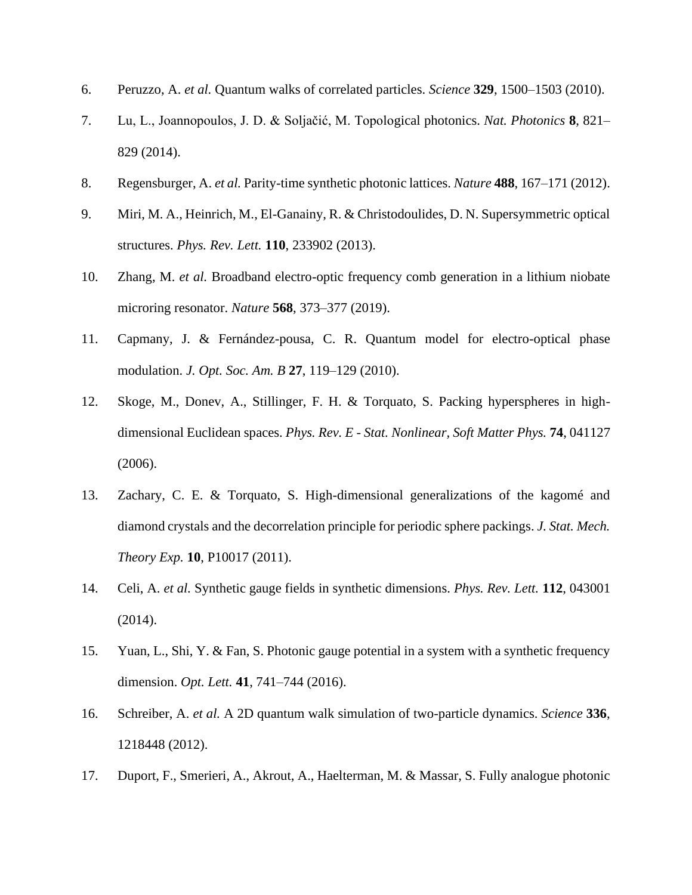6. Peruzzo, A. *et al.* Quantum walks of correlated particles. *Science* **329**, 1500–1503 (2010).
7. Lu, L., Joannopoulos, J. D. & Soljačić, M. Topological photonics. *Nat. Photonics* **8**, 821–829 (2014).
8. Regensburger, A. *et al.* Parity-time synthetic photonic lattices. *Nature* **488**, 167–171 (2012).
9. Miri, M. A., Heinrich, M., El-Ganainy, R. & Christodoulides, D. N. Supersymmetric optical structures. *Phys. Rev. Lett.* **110**, 233902 (2013).
10. Zhang, M. *et al.* Broadband electro-optic frequency comb generation in a lithium niobate microring resonator. *Nature* **568**, 373–377 (2019).
11. Capmany, J. & Fernández-pousa, C. R. Quantum model for electro-optical phase modulation. *J. Opt. Soc. Am. B* **27**, 119–129 (2010).
12. Skoge, M., Donev, A., Stillinger, F. H. & Torquato, S. Packing hyperspheres in high-dimensional Euclidean spaces. *Phys. Rev. E - Stat. Nonlinear, Soft Matter Phys.* **74**, 041127 (2006).
13. Zachary, C. E. & Torquato, S. High-dimensional generalizations of the kagomé and diamond crystals and the decorrelation principle for periodic sphere packings. *J. Stat. Mech. Theory Exp.* **10**, P10017 (2011).
14. Celi, A. *et al.* Synthetic gauge fields in synthetic dimensions. *Phys. Rev. Lett.* **112**, 043001 (2014).
15. Yuan, L., Shi, Y. & Fan, S. Photonic gauge potential in a system with a synthetic frequency dimension. *Opt. Lett.* **41**, 741–744 (2016).
16. Schreiber, A. *et al.* A 2D quantum walk simulation of two-particle dynamics. *Science* **336**, 1218448 (2012).
17. Duport, F., Smerieri, A., Akrout, A., Haelterman, M. & Massar, S. Fully analogue photonic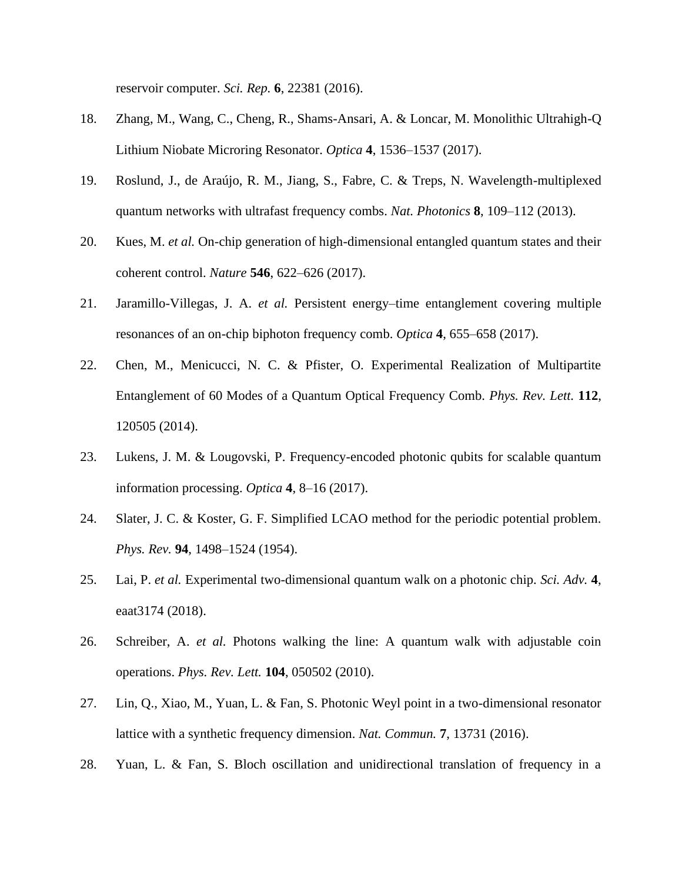reservoir computer. *Sci. Rep.* **6**, 22381 (2016).

18. Zhang, M., Wang, C., Cheng, R., Shams-Ansari, A. & Loncar, M. Monolithic Ultrahigh-Q Lithium Niobate Microring Resonator. *Optica* **4**, 1536–1537 (2017).
19. Roslund, J., de Araújo, R. M., Jiang, S., Fabre, C. & Treps, N. Wavelength-multiplexed quantum networks with ultrafast frequency combs. *Nat. Photonics* **8**, 109–112 (2013).
20. Kues, M. *et al.* On-chip generation of high-dimensional entangled quantum states and their coherent control. *Nature* **546**, 622–626 (2017).
21. Jaramillo-Villegas, J. A. *et al.* Persistent energy–time entanglement covering multiple resonances of an on-chip biphoton frequency comb. *Optica* **4**, 655–658 (2017).
22. Chen, M., Menicucci, N. C. & Pfister, O. Experimental Realization of Multipartite Entanglement of 60 Modes of a Quantum Optical Frequency Comb. *Phys. Rev. Lett.* **112**, 120505 (2014).
23. Lukens, J. M. & Lougovski, P. Frequency-encoded photonic qubits for scalable quantum information processing. *Optica* **4**, 8–16 (2017).
24. Slater, J. C. & Koster, G. F. Simplified LCAO method for the periodic potential problem. *Phys. Rev.* **94**, 1498–1524 (1954).
25. Lai, P. *et al.* Experimental two-dimensional quantum walk on a photonic chip. *Sci. Adv.* **4**, eaat3174 (2018).
26. Schreiber, A. *et al.* Photons walking the line: A quantum walk with adjustable coin operations. *Phys. Rev. Lett.* **104**, 050502 (2010).
27. Lin, Q., Xiao, M., Yuan, L. & Fan, S. Photonic Weyl point in a two-dimensional resonator lattice with a synthetic frequency dimension. *Nat. Commun.* **7**, 13731 (2016).
28. Yuan, L. & Fan, S. Bloch oscillation and unidirectional translation of frequency in a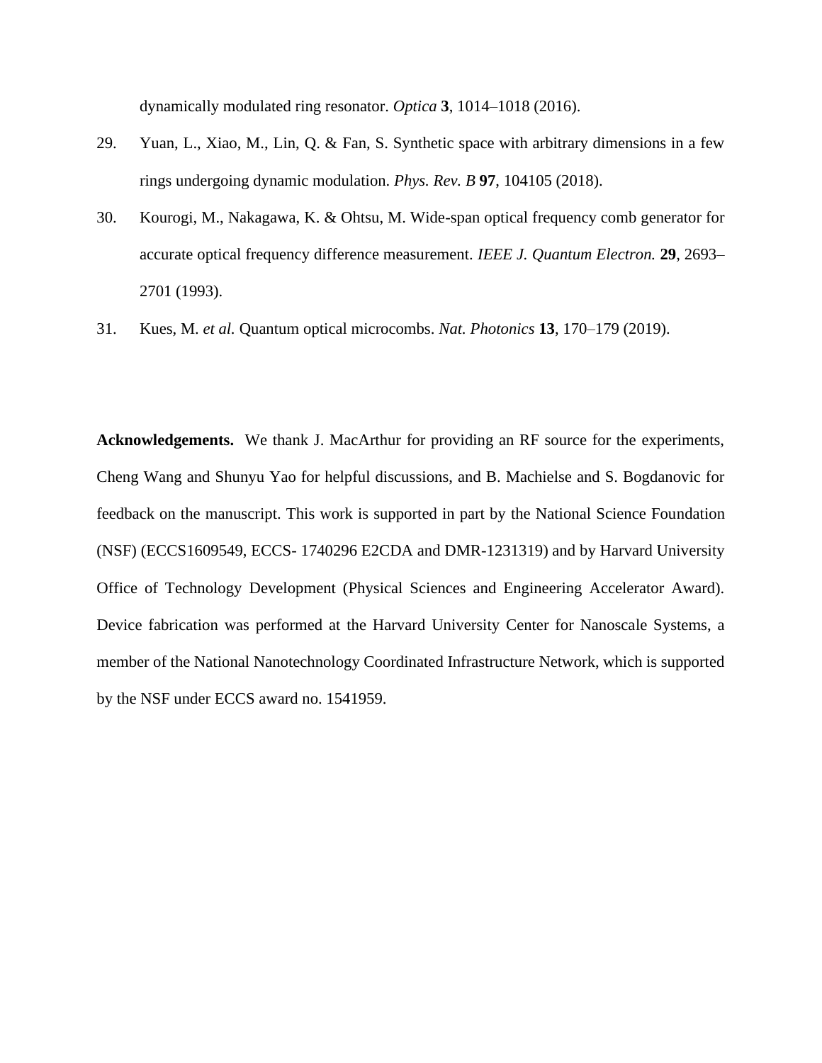dynamically modulated ring resonator. *Optica* **3**, 1014–1018 (2016).

29. Yuan, L., Xiao, M., Lin, Q. & Fan, S. Synthetic space with arbitrary dimensions in a few rings undergoing dynamic modulation. *Phys. Rev. B* **97**, 104105 (2018).

30. Kourogi, M., Nakagawa, K. & Ohtsu, M. Wide-span optical frequency comb generator for accurate optical frequency difference measurement. *IEEE J. Quantum Electron.* **29**, 2693–2701 (1993).

31. Kues, M. *et al.* Quantum optical microcombs. *Nat. Photonics* **13**, 170–179 (2019).

**Acknowledgements.** We thank J. MacArthur for providing an RF source for the experiments, Cheng Wang and Shunyu Yao for helpful discussions, and B. Machielse and S. Bogdanovic for feedback on the manuscript. This work is supported in part by the National Science Foundation (NSF) (ECCS1609549, ECCS- 1740296 E2CDA and DMR-1231319) and by Harvard University Office of Technology Development (Physical Sciences and Engineering Accelerator Award). Device fabrication was performed at the Harvard University Center for Nanoscale Systems, a member of the National Nanotechnology Coordinated Infrastructure Network, which is supported by the NSF under ECCS award no. 1541959.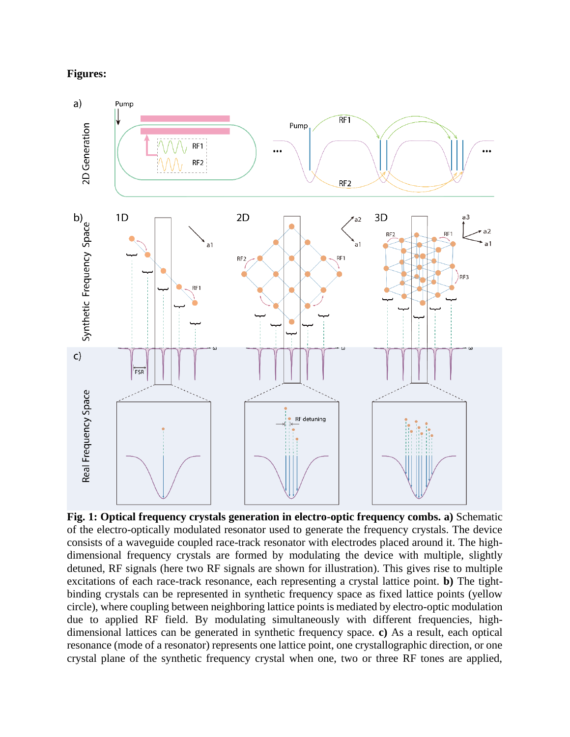**Figures:**

**Fig. 1: Optical frequency crystals generation in electro-optic frequency combs. a)** Schematic of the electro-optically modulated resonator used to generate the frequency crystals. The device consists of a waveguide coupled race-track resonator with electrodes placed around it. The high-dimensional frequency crystals are formed by modulating the device with multiple, slightly detuned, RF signals (here two RF signals are shown for illustration). This gives rise to multiple excitations of each race-track resonance, each representing a crystal lattice point. **b)** The tight-binding crystals can be represented in synthetic frequency space as fixed lattice points (yellow circle), where coupling between neighboring lattice points is mediated by electro-optic modulation due to applied RF field. By modulating simultaneously with different frequencies, high-dimensional lattices can be generated in synthetic frequency space. **c)** As a result, each optical resonance (mode of a resonator) represents one lattice point, one crystallographic direction, or one crystal plane of the synthetic frequency crystal when one, two or three RF tones are applied,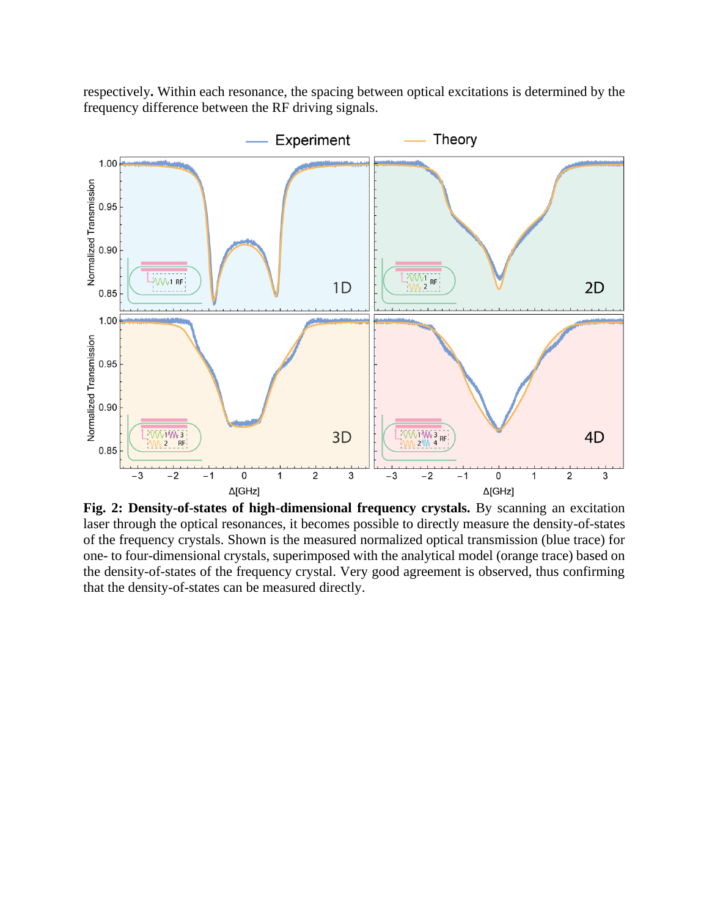respectively**.** Within each resonance, the spacing between optical excitations is determined by the frequency difference between the RF driving signals.

**Fig. 2: Density-of-states of high-dimensional frequency crystals.** By scanning an excitation laser through the optical resonances, it becomes possible to directly measure the density-of-states of the frequency crystals. Shown is the measured normalized optical transmission (blue trace) for one- to four-dimensional crystals, superimposed with the analytical model (orange trace) based on the density-of-states of the frequency crystal. Very good agreement is observed, thus confirming that the density-of-states can be measured directly.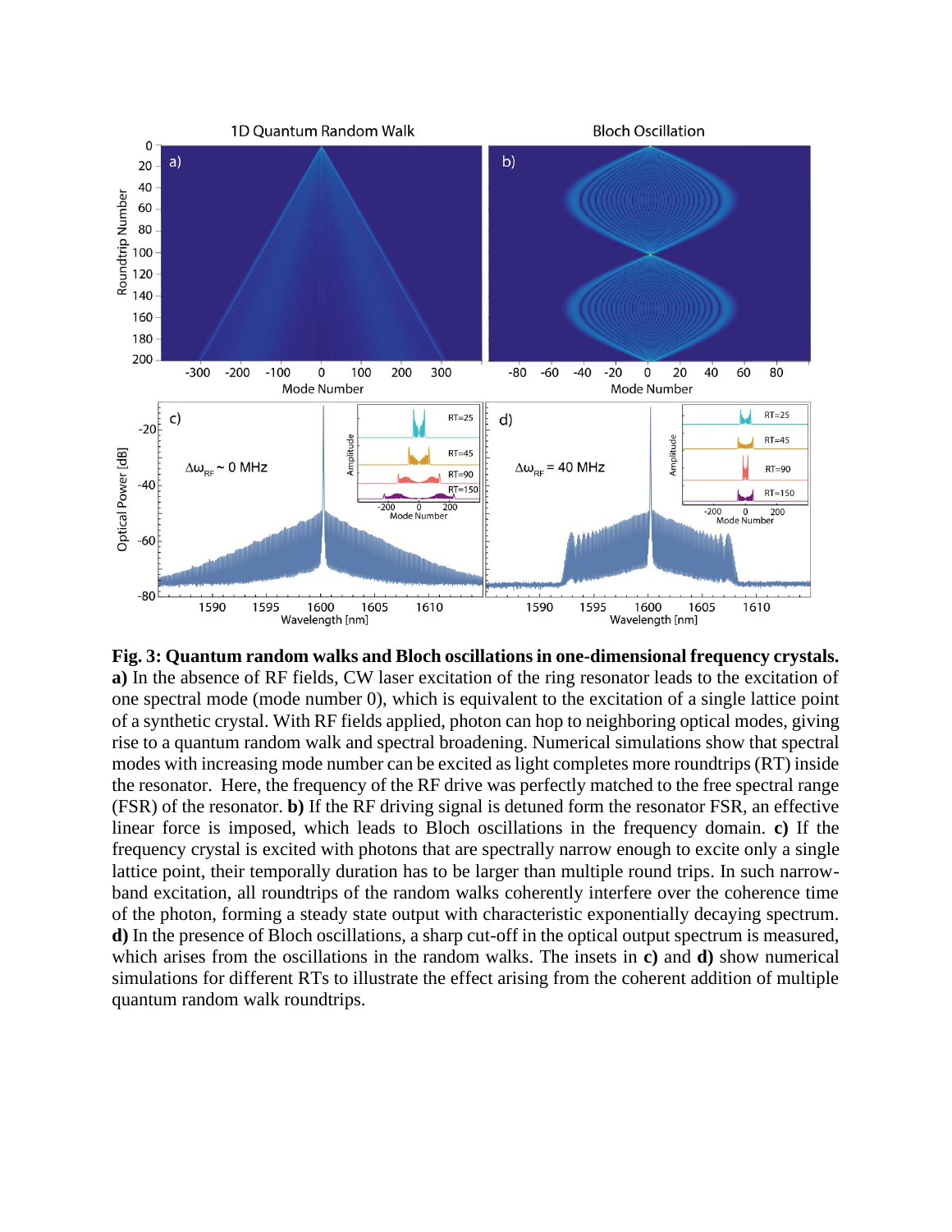**Fig. 3: Quantum random walks and Bloch oscillations in one-dimensional frequency crystals.** **a)** In the absence of RF fields, CW laser excitation of the ring resonator leads to the excitation of one spectral mode (mode number 0), which is equivalent to the excitation of a single lattice point of a synthetic crystal. With RF fields applied, photon can hop to neighboring optical modes, giving rise to a quantum random walk and spectral broadening. Numerical simulations show that spectral modes with increasing mode number can be excited as light completes more roundtrips (RT) inside the resonator. Here, the frequency of the RF drive was perfectly matched to the free spectral range (FSR) of the resonator. **b)** If the RF driving signal is detuned form the resonator FSR, an effective linear force is imposed, which leads to Bloch oscillations in the frequency domain. **c)** If the frequency crystal is excited with photons that are spectrally narrow enough to excite only a single lattice point, their temporally duration has to be larger than multiple round trips. In such narrow-band excitation, all roundtrips of the random walks coherently interfere over the coherence time of the photon, forming a steady state output with characteristic exponentially decaying spectrum. **d)** In the presence of Bloch oscillations, a sharp cut-off in the optical output spectrum is measured, which arises from the oscillations in the random walks. The insets in **c)** and **d)** show numerical simulations for different RTs to illustrate the effect arising from the coherent addition of multiple quantum random walk roundtrips.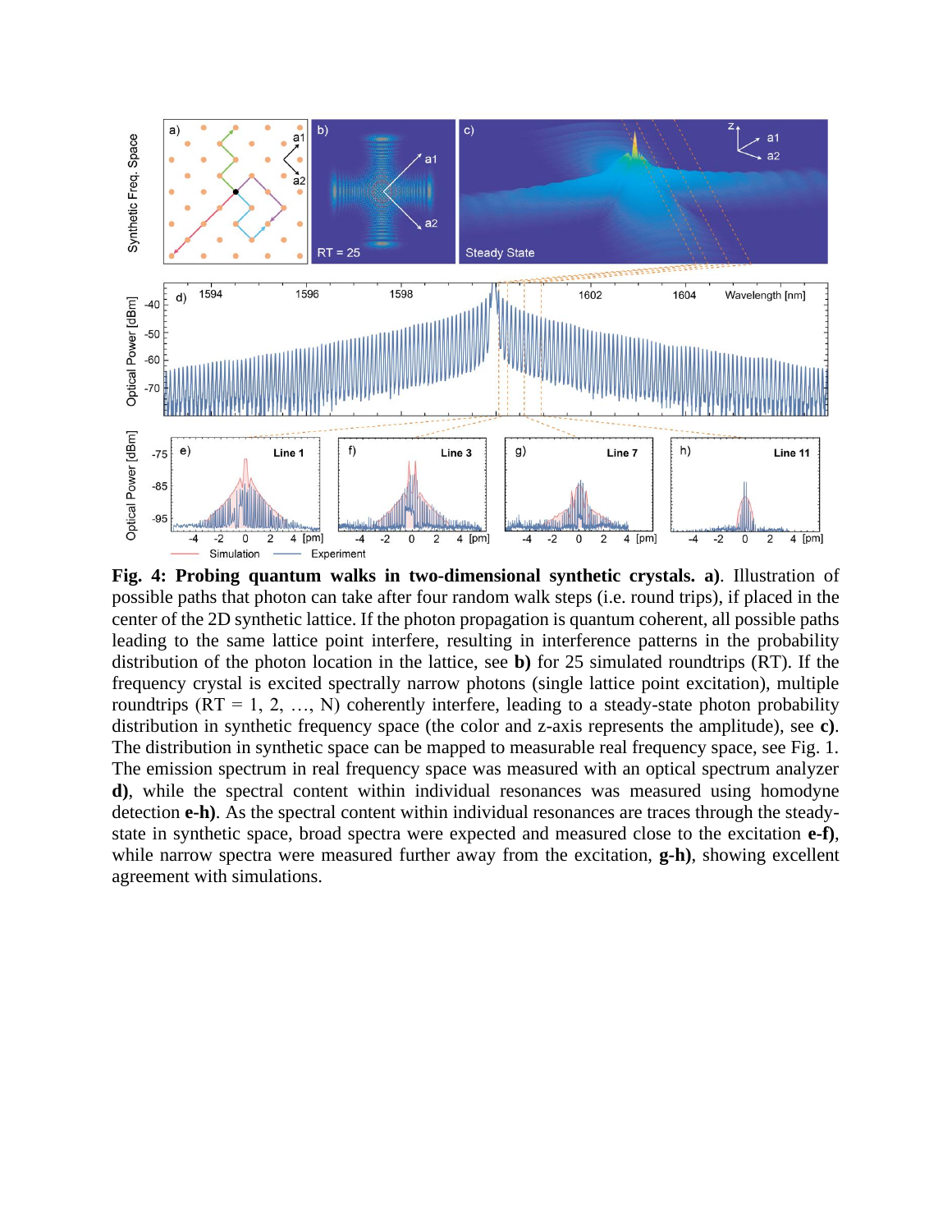**Fig. 4: Probing quantum walks in two-dimensional synthetic crystals. a)**. Illustration of possible paths that photon can take after four random walk steps (i.e. round trips), if placed in the center of the 2D synthetic lattice. If the photon propagation is quantum coherent, all possible paths leading to the same lattice point interfere, resulting in interference patterns in the probability distribution of the photon location in the lattice, see **b)** for 25 simulated roundtrips (RT). If the frequency crystal is excited spectrally narrow photons (single lattice point excitation), multiple roundtrips (RT = 1, 2, …, N) coherently interfere, leading to a steady-state photon probability distribution in synthetic frequency space (the color and z-axis represents the amplitude), see **c)**. The distribution in synthetic space can be mapped to measurable real frequency space, see Fig. 1. The emission spectrum in real frequency space was measured with an optical spectrum analyzer **d)**, while the spectral content within individual resonances was measured using homodyne detection **e-h)**. As the spectral content within individual resonances are traces through the steady-state in synthetic space, broad spectra were expected and measured close to the excitation **e-f)**, while narrow spectra were measured further away from the excitation, **g-h)**, showing excellent agreement with simulations.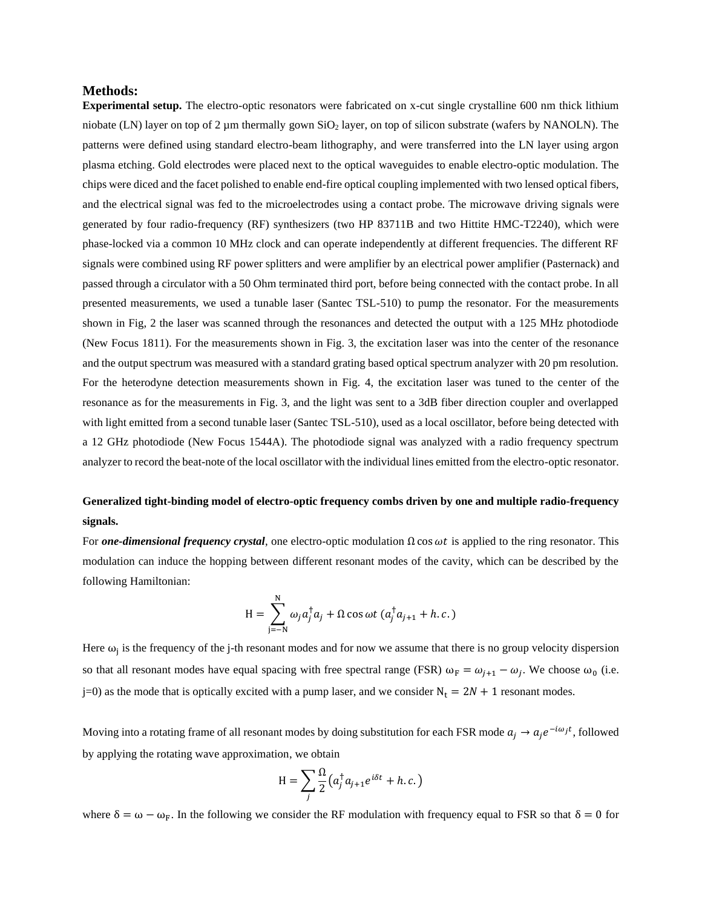## Methods:

**Experimental setup.** The electro-optic resonators were fabricated on x-cut single crystalline 600 nm thick lithium niobate (LN) layer on top of 2 µm thermally gown $SiO_2$ layer, on top of silicon substrate (wafers by NANOLN). The patterns were defined using standard electro-beam lithography, and were transferred into the LN layer using argon plasma etching. Gold electrodes were placed next to the optical waveguides to enable electro-optic modulation. The chips were diced and the facet polished to enable end-fire optical coupling implemented with two lensed optical fibers, and the electrical signal was fed to the microelectrodes using a contact probe. The microwave driving signals were generated by four radio-frequency (RF) synthesizers (two HP 83711B and two Hittite HMC-T2240), which were phase-locked via a common 10 MHz clock and can operate independently at different frequencies. The different RF signals were combined using RF power splitters and were amplifier by an electrical power amplifier (Pasternack) and passed through a circulator with a 50 Ohm terminated third port, before being connected with the contact probe. In all presented measurements, we used a tunable laser (Santec TSL-510) to pump the resonator. For the measurements shown in Fig, 2 the laser was scanned through the resonances and detected the output with a 125 MHz photodiode (New Focus 1811). For the measurements shown in Fig. 3, the excitation laser was into the center of the resonance and the output spectrum was measured with a standard grating based optical spectrum analyzer with 20 pm resolution. For the heterodyne detection measurements shown in Fig. 4, the excitation laser was tuned to the center of the resonance as for the measurements in Fig. 3, and the light was sent to a 3dB fiber direction coupler and overlapped with light emitted from a second tunable laser (Santec TSL-510), used as a local oscillator, before being detected with a 12 GHz photodiode (New Focus 1544A). The photodiode signal was analyzed with a radio frequency spectrum analyzer to record the beat-note of the local oscillator with the individual lines emitted from the electro-optic resonator.

**Generalized tight-binding model of electro-optic frequency combs driven by one and multiple radio-frequency signals.**

For ***one-dimensional frequency crystal***, one electro-optic modulation $\Omega \cos \omega t$ is applied to the ring resonator. This modulation can induce the hopping between different resonant modes of the cavity, which can be described by the following Hamiltonian:

$$\mathrm{H} = \sum_{j=-N}^{N} \omega_j a_j^{\dagger} a_j + \Omega \cos \omega t \, (a_j^{\dagger} a_{j+1} + h.c.)$$

Here $\omega_j$ is the frequency of the j-th resonant modes and for now we assume that there is no group velocity dispersion so that all resonant modes have equal spacing with free spectral range (FSR) $\omega_F = \omega_{j+1} - \omega_j$. We choose $\omega_0$ (i.e. j=0) as the mode that is optically excited with a pump laser, and we consider $N_t = 2N + 1$ resonant modes.

Moving into a rotating frame of all resonant modes by doing substitution for each FSR mode $a_j \to a_j e^{-i\omega_j t}$, followed by applying the rotating wave approximation, we obtain

$$\mathrm{H} = \sum_j \frac{\Omega}{2} \left( a_j^{\dagger} a_{j+1} e^{i\delta t} + h.c. \right)$$

where $\delta = \omega - \omega_F$. In the following we consider the RF modulation with frequency equal to FSR so that $\delta = 0$ for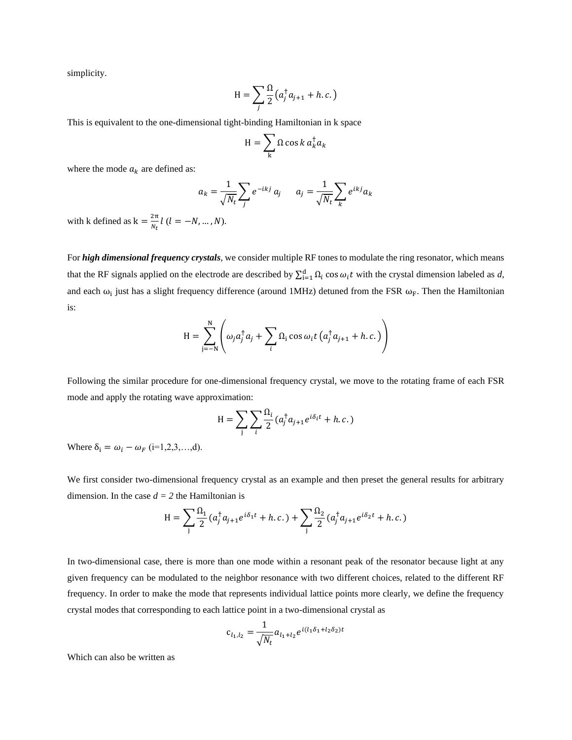simplicity.

$$\mathrm{H} = \sum_j \frac{\Omega}{2}\left(a_j^\dagger a_{j+1} + h.c.\right)$$

This is equivalent to the one-dimensional tight-binding Hamiltonian in k space

$$\mathrm{H} = \sum_{\mathrm{k}} \Omega \cos k \, a_k^\dagger a_k$$

where the mode $a_k$ are defined as:

$$a_k = \frac{1}{\sqrt{N_t}} \sum_j e^{-ikj} a_j \qquad a_j = \frac{1}{\sqrt{N_t}} \sum_k e^{ikj} a_k$$

with k defined as $\mathrm{k} = \frac{2\pi}{N_t} l \ (l = -N, \dots, N)$.

For ***high dimensional frequency crystals***, we consider multiple RF tones to modulate the ring resonator, which means that the RF signals applied on the electrode are described by $\sum_{\mathrm{i}=1}^{\mathrm{d}} \Omega_i \cos \omega_i t$ with the crystal dimension labeled as *d*, and each $\omega_{\mathrm{i}}$ just has a slight frequency difference (around 1MHz) detuned from the FSR $\omega_{\mathrm{F}}$. Then the Hamiltonian is:

$$\mathrm{H} = \sum_{\mathrm{j}=-\mathrm{N}}^{\mathrm{N}} \left( \omega_j a_j^\dagger a_j + \sum_i \Omega_{\mathrm{i}} \cos \omega_i t \left(a_j^\dagger a_{j+1} + h.c.\right) \right)$$

Following the similar procedure for one-dimensional frequency crystal, we move to the rotating frame of each FSR mode and apply the rotating wave approximation:

$$\mathrm{H} = \sum_{\mathrm{j}} \sum_i \frac{\Omega_i}{2} \left(a_j^\dagger a_{j+1} e^{i\delta_i t} + h.c.\right)$$

Where $\delta_{\mathrm{i}} = \omega_i - \omega_F$ (i=1,2,3,…,d).

We first consider two-dimensional frequency crystal as an example and then preset the general results for arbitrary dimension. In the case *d = 2* the Hamiltonian is

$$\mathrm{H} = \sum_{\mathrm{j}} \frac{\Omega_1}{2} \left(a_j^\dagger a_{j+1} e^{i\delta_1 t} + h.c.\right) + \sum_{\mathrm{j}} \frac{\Omega_2}{2} \left(a_j^\dagger a_{j+1} e^{i\delta_2 t} + h.c.\right)$$

In two-dimensional case, there is more than one mode within a resonant peak of the resonator because light at any given frequency can be modulated to the neighbor resonance with two different choices, related to the different RF frequency. In order to make the mode that represents individual lattice points more clearly, we define the frequency crystal modes that corresponding to each lattice point in a two-dimensional crystal as

$$\mathrm{c}_{l_1, l_2} = \frac{1}{\sqrt{N_t}} a_{l_1 + l_2} e^{i(l_1 \delta_1 + l_2 \delta_2)t}$$

Which can also be written as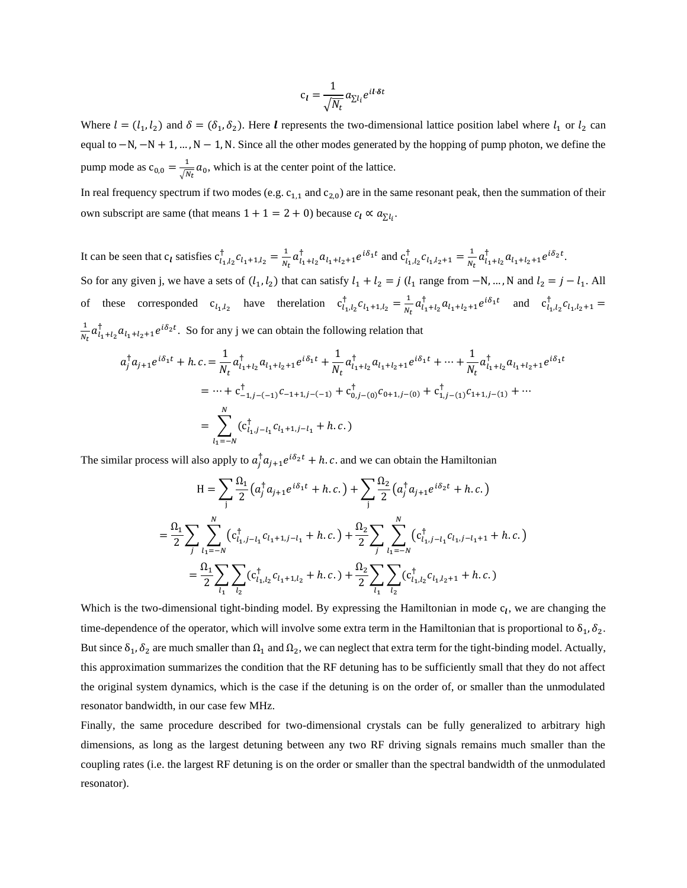$$\mathrm{c}_{\boldsymbol{l}} = \frac{1}{\sqrt{N_t}} a_{\sum l_i} e^{i\boldsymbol{l}\cdot\boldsymbol{\delta} t}$$

Where $l = (l_1, l_2)$ and $\delta = (\delta_1, \delta_2)$. Here $\boldsymbol{l}$ represents the two-dimensional lattice position label where $l_1$ or $l_2$ can equal to $-\mathrm{N}, -\mathrm{N}+1, \ldots, \mathrm{N}-1, \mathrm{N}$. Since all the other modes generated by the hopping of pump photon, we define the pump mode as $\mathrm{c}_{0,0} = \frac{1}{\sqrt{N_t}} a_0$, which is at the center point of the lattice.

In real frequency spectrum if two modes (e.g. $\mathrm{c}_{1,1}$ and $\mathrm{c}_{2,0}$) are in the same resonant peak, then the summation of their own subscript are same (that means $1+1=2+0$) because $c_{\boldsymbol{l}} \propto a_{\sum l_i}$.

It can be seen that $\mathrm{c}_{\boldsymbol{l}}$ satisfies $\mathrm{c}^\dagger_{l_1,l_2} c_{l_1+1,l_2} = \frac{1}{N_t} a^\dagger_{l_1+l_2} a_{l_1+l_2+1} e^{i\delta_1 t}$ and $\mathrm{c}^\dagger_{l_1,l_2} c_{l_1,l_2+1} = \frac{1}{N_t} a^\dagger_{l_1+l_2} a_{l_1+l_2+1} e^{i\delta_2 t}$.

So for any given j, we have a sets of $(l_1, l_2)$ that can satisfy $l_1 + l_2 = j$ ($l_1$ range from $-\mathrm{N}, \ldots, \mathrm{N}$ and $l_2 = j - l_1$. All of these corresponded $\mathrm{c}_{l_1,l_2}$ have therelation $\mathrm{c}^\dagger_{l_1,l_2} c_{l_1+1,l_2} = \frac{1}{N_t} a^\dagger_{l_1+l_2} a_{l_1+l_2+1} e^{i\delta_1 t}$ and $\mathrm{c}^\dagger_{l_1,l_2} c_{l_1,l_2+1} = \frac{1}{N_t} a^\dagger_{l_1+l_2} a_{l_1+l_2+1} e^{i\delta_2 t}$. So for any j we can obtain the following relation that

$$\begin{aligned}
a^\dagger_j a_{j+1} e^{i\delta_1 t} + h.c. &= \frac{1}{N_t} a^\dagger_{l_1+l_2} a_{l_1+l_2+1} e^{i\delta_1 t} + \frac{1}{N_t} a^\dagger_{l_1+l_2} a_{l_1+l_2+1} e^{i\delta_1 t} + \cdots + \frac{1}{N_t} a^\dagger_{l_1+l_2} a_{l_1+l_2+1} e^{i\delta_1 t} \\
&= \cdots + \mathrm{c}^\dagger_{-1,j-(-1)} c_{-1+1,j-(-1)} + \mathrm{c}^\dagger_{0,j-(0)} c_{0+1,j-(0)} + \mathrm{c}^\dagger_{1,j-(1)} c_{1+1,j-(1)} + \cdots \\
&= \sum_{l_1=-N}^{N} (\mathrm{c}^\dagger_{l_1,j-l_1} c_{l_1+1,j-l_1} + h.c.)
\end{aligned}$$

The similar process will also apply to $a^\dagger_j a_{j+1} e^{i\delta_2 t} + h.c.$ and we can obtain the Hamiltonian

$$\begin{aligned}
\mathrm{H} &= \sum_j \frac{\Omega_1}{2} \left(a^\dagger_j a_{j+1} e^{i\delta_1 t} + h.c.\right) + \sum_j \frac{\Omega_2}{2} \left(a^\dagger_j a_{j+1} e^{i\delta_2 t} + h.c.\right) \\
&= \frac{\Omega_1}{2} \sum_j \sum_{l_1=-N}^{N} \left(\mathrm{c}^\dagger_{l_1,j-l_1} c_{l_1+1,j-l_1} + h.c.\right) + \frac{\Omega_2}{2} \sum_j \sum_{l_1=-N}^{N} \left(\mathrm{c}^\dagger_{l_1,j-l_1} c_{l_1,j-l_1+1} + h.c.\right) \\
&= \frac{\Omega_1}{2} \sum_{l_1} \sum_{l_2} (\mathrm{c}^\dagger_{l_1,l_2} c_{l_1+1,l_2} + h.c.) + \frac{\Omega_2}{2} \sum_{l_1} \sum_{l_2} (\mathrm{c}^\dagger_{l_1,l_2} c_{l_1,l_2+1} + h.c.)
\end{aligned}$$

Which is the two-dimensional tight-binding model. By expressing the Hamiltonian in mode $\mathrm{c}_{\boldsymbol{l}}$, we are changing the time-dependence of the operator, which will involve some extra term in the Hamiltonian that is proportional to $\delta_1, \delta_2$. But since $\delta_1, \delta_2$ are much smaller than $\Omega_1$ and $\Omega_2$, we can neglect that extra term for the tight-binding model. Actually, this approximation summarizes the condition that the RF detuning has to be sufficiently small that they do not affect the original system dynamics, which is the case if the detuning is on the order of, or smaller than the unmodulated resonator bandwidth, in our case few MHz.

Finally, the same procedure described for two-dimensional crystals can be fully generalized to arbitrary high dimensions, as long as the largest detuning between any two RF driving signals remains much smaller than the coupling rates (i.e. the largest RF detuning is on the order or smaller than the spectral bandwidth of the unmodulated resonator).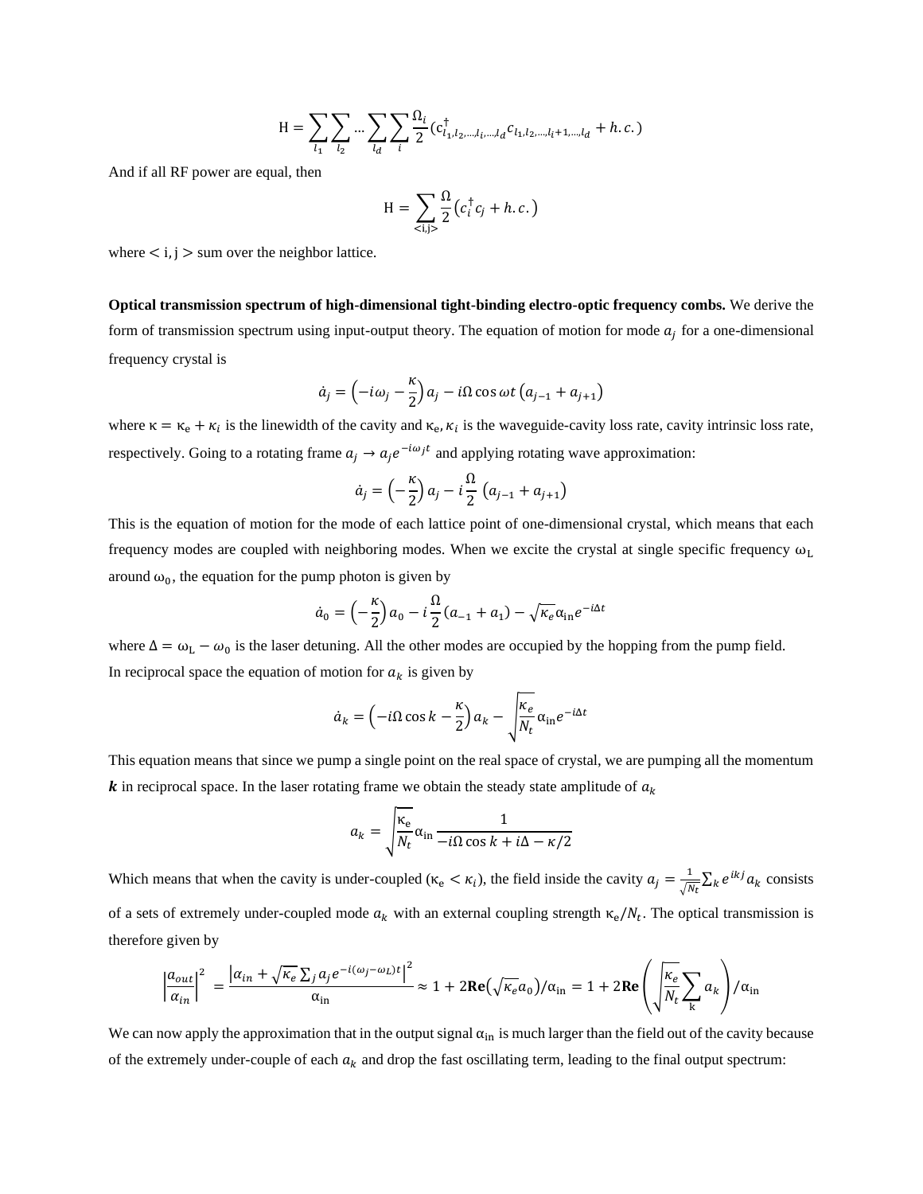$$\mathrm{H} = \sum_{l_1}\sum_{l_2}\ldots\sum_{l_d}\sum_{i}\frac{\Omega_i}{2}\left(c^{\dagger}_{l_1,l_2,\ldots,l_i,\ldots,l_d}c_{l_1,l_2,\ldots,l_i+1,\ldots,l_d} + h.c.\right)$$

And if all RF power are equal, then

$$\mathrm{H} = \sum_{\langle i,j\rangle}\frac{\Omega}{2}\left(c_i^{\dagger}c_j + h.c.\right)$$

where $< \mathrm{i}, \mathrm{j} >$ sum over the neighbor lattice.

**Optical transmission spectrum of high-dimensional tight-binding electro-optic frequency combs.** We derive the form of transmission spectrum using input-output theory. The equation of motion for mode $a_j$ for a one-dimensional frequency crystal is

$$\dot{a}_j = \left(-i\omega_j - \frac{\kappa}{2}\right)a_j - i\Omega\cos\omega t\left(a_{j-1} + a_{j+1}\right)$$

where $\kappa = \kappa_e + \kappa_i$ is the linewidth of the cavity and $\kappa_e, \kappa_i$ is the waveguide-cavity loss rate, cavity intrinsic loss rate, respectively. Going to a rotating frame $a_j \to a_j e^{-i\omega_j t}$ and applying rotating wave approximation:

$$\dot{a}_j = \left(-\frac{\kappa}{2}\right)a_j - i\frac{\Omega}{2}\left(a_{j-1} + a_{j+1}\right)$$

This is the equation of motion for the mode of each lattice point of one-dimensional crystal, which means that each frequency modes are coupled with neighboring modes. When we excite the crystal at single specific frequency $\omega_L$ around $\omega_0$, the equation for the pump photon is given by

$$\dot{a}_0 = \left(-\frac{\kappa}{2}\right)a_0 - i\frac{\Omega}{2}\left(a_{-1} + a_1\right) - \sqrt{\kappa_e}\alpha_{\mathrm{in}}e^{-i\Delta t}$$

where $\Delta = \omega_L - \omega_0$ is the laser detuning. All the other modes are occupied by the hopping from the pump field.

In reciprocal space the equation of motion for $a_k$ is given by

$$\dot{a}_k = \left(-i\Omega\cos k - \frac{\kappa}{2}\right)a_k - \sqrt{\frac{\kappa_e}{N_t}}\alpha_{\mathrm{in}}e^{-i\Delta t}$$

This equation means that since we pump a single point on the real space of crystal, we are pumping all the momentum $\boldsymbol{k}$ in reciprocal space. In the laser rotating frame we obtain the steady state amplitude of $a_k$

$$a_k = \sqrt{\frac{\kappa_e}{N_t}}\alpha_{\mathrm{in}}\frac{1}{-i\Omega\cos k + i\Delta - \kappa/2}$$

Which means that when the cavity is under-coupled ($\kappa_e < \kappa_i$), the field inside the cavity $a_j = \frac{1}{\sqrt{N_t}}\sum_k e^{ikj}a_k$ consists of a sets of extremely under-coupled mode $a_k$ with an external coupling strength $\kappa_e/N_t$. The optical transmission is therefore given by

$$\left|\frac{a_{out}}{\alpha_{in}}\right|^2 = \frac{\left|\alpha_{in} + \sqrt{\kappa_e}\sum_j a_j e^{-i(\omega_j - \omega_L)t}\right|^2}{\alpha_{\mathrm{in}}} \approx 1 + 2\mathbf{Re}\left(\sqrt{\kappa_e}a_0\right)/\alpha_{\mathrm{in}} = 1 + 2\mathbf{Re}\left(\sqrt{\frac{\kappa_e}{N_t}}\sum_{\mathrm{k}}a_k\right)/\alpha_{\mathrm{in}}$$

We can now apply the approximation that in the output signal $\alpha_{\mathrm{in}}$ is much larger than the field out of the cavity because of the extremely under-couple of each $a_k$ and drop the fast oscillating term, leading to the final output spectrum: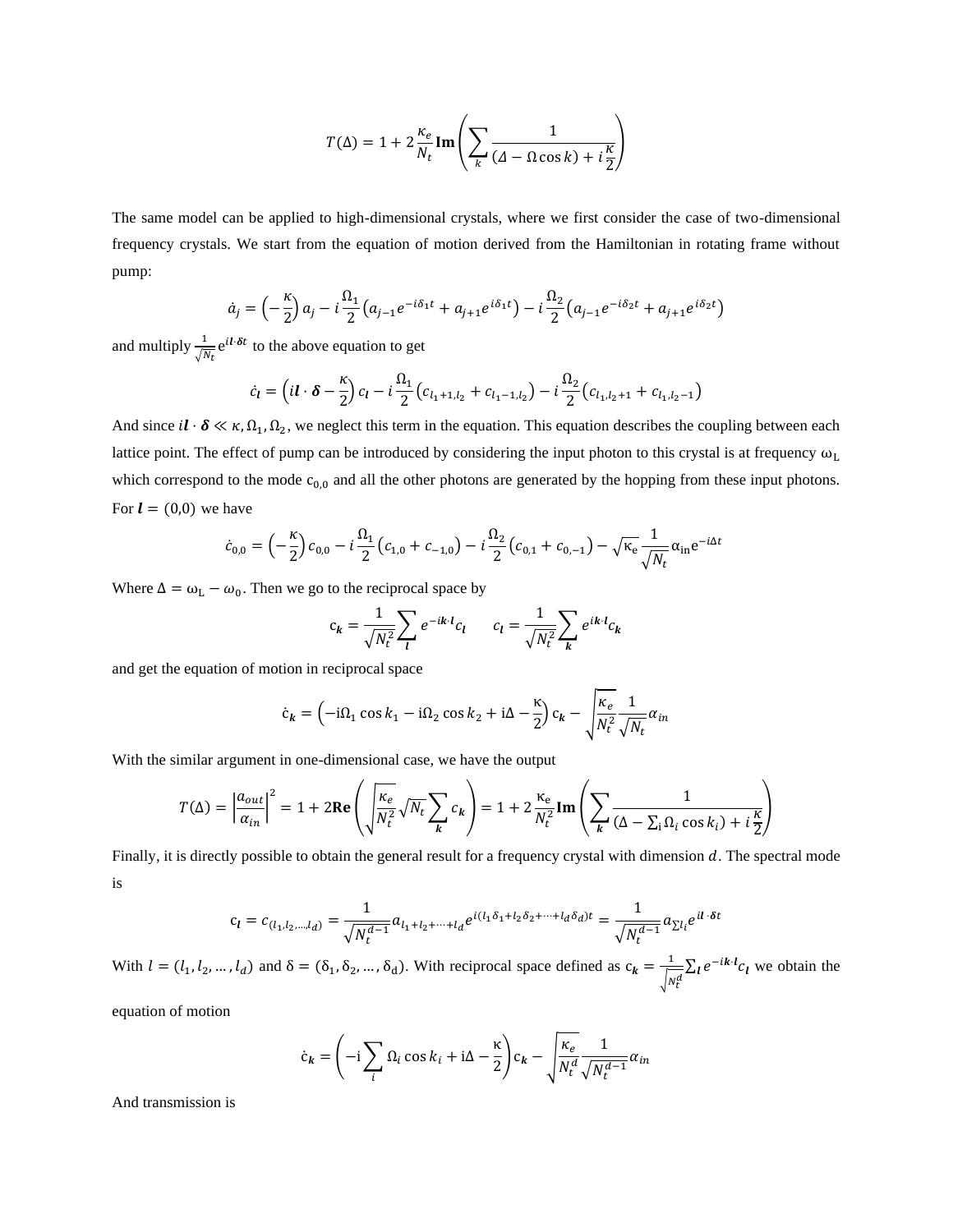$$T(\Delta) = 1 + 2\frac{\kappa_e}{N_t}\mathbf{Im}\left(\sum_k \frac{1}{(\Delta - \Omega\cos k) + i\frac{\kappa}{2}}\right)$$

The same model can be applied to high-dimensional crystals, where we first consider the case of two-dimensional frequency crystals. We start from the equation of motion derived from the Hamiltonian in rotating frame without pump:

$$\dot{a}_j = \left(-\frac{\kappa}{2}\right)a_j - i\frac{\Omega_1}{2}\left(a_{j-1}e^{-i\delta_1 t} + a_{j+1}e^{i\delta_1 t}\right) - i\frac{\Omega_2}{2}\left(a_{j-1}e^{-i\delta_2 t} + a_{j+1}e^{i\delta_2 t}\right)$$

and multiply $\frac{1}{\sqrt{N_t}}e^{i\boldsymbol{l}\cdot\boldsymbol{\delta}t}$ to the above equation to get

$$\dot{c}_{\boldsymbol{l}} = \left(i\boldsymbol{l}\cdot\boldsymbol{\delta} - \frac{\kappa}{2}\right)c_{\boldsymbol{l}} - i\frac{\Omega_1}{2}\left(c_{l_1+1,l_2} + c_{l_1-1,l_2}\right) - i\frac{\Omega_2}{2}\left(c_{l_1,l_2+1} + c_{l_1,l_2-1}\right)$$

And since $i\boldsymbol{l}\cdot\boldsymbol{\delta} \ll \kappa, \Omega_1, \Omega_2$, we neglect this term in the equation. This equation describes the coupling between each lattice point. The effect of pump can be introduced by considering the input photon to this crystal is at frequency $\omega_L$ which correspond to the mode $c_{0,0}$ and all the other photons are generated by the hopping from these input photons. For $\boldsymbol{l} = (0,0)$ we have

$$\dot{c}_{0,0} = \left(-\frac{\kappa}{2}\right)c_{0,0} - i\frac{\Omega_1}{2}\left(c_{1,0} + c_{-1,0}\right) - i\frac{\Omega_2}{2}\left(c_{0,1} + c_{0,-1}\right) - \sqrt{\kappa_e}\frac{1}{\sqrt{N_t}}\alpha_{in}e^{-i\Delta t}$$

Where $\Delta = \omega_L - \omega_0$. Then we go to the reciprocal space by

$$c_{\boldsymbol{k}} = \frac{1}{\sqrt{N_t^2}}\sum_{\boldsymbol{l}} e^{-i\boldsymbol{k}\cdot\boldsymbol{l}}c_{\boldsymbol{l}} \qquad c_{\boldsymbol{l}} = \frac{1}{\sqrt{N_t^2}}\sum_{\boldsymbol{k}} e^{i\boldsymbol{k}\cdot\boldsymbol{l}}c_{\boldsymbol{k}}$$

and get the equation of motion in reciprocal space

$$\dot{c}_{\boldsymbol{k}} = \left(-i\Omega_1\cos k_1 - i\Omega_2\cos k_2 + i\Delta - \frac{\kappa}{2}\right)c_{\boldsymbol{k}} - \sqrt{\frac{\kappa_e}{N_t^2}}\frac{1}{\sqrt{N_t}}\alpha_{in}$$

With the similar argument in one-dimensional case, we have the output

$$T(\Delta) = \left|\frac{a_{out}}{\alpha_{in}}\right|^2 = 1 + 2\mathbf{Re}\left(\sqrt{\frac{\kappa_e}{N_t^2}}\sqrt{N_t}\sum_{\boldsymbol{k}} c_{\boldsymbol{k}}\right) = 1 + 2\frac{\kappa_e}{N_t^2}\mathbf{Im}\left(\sum_{\boldsymbol{k}}\frac{1}{(\Delta - \sum_i \Omega_i\cos k_i) + i\frac{\kappa}{2}}\right)$$

Finally, it is directly possible to obtain the general result for a frequency crystal with dimension $d$. The spectral mode is

$$c_{\boldsymbol{l}} = c_{(l_1,l_2,\ldots,l_d)} = \frac{1}{\sqrt{N_t^{d-1}}}a_{l_1+l_2+\cdots+l_d}e^{i(l_1\delta_1 + l_2\delta_2 + \cdots + l_d\delta_d)t} = \frac{1}{\sqrt{N_t^{d-1}}}a_{\sum l_i}e^{i\boldsymbol{l}\cdot\boldsymbol{\delta}t}$$

With $l = (l_1, l_2, \ldots, l_d)$ and $\delta = (\delta_1, \delta_2, \ldots, \delta_d)$. With reciprocal space defined as $c_{\boldsymbol{k}} = \frac{1}{\sqrt{N_t^d}}\sum_{\boldsymbol{l}} e^{-i\boldsymbol{k}\cdot\boldsymbol{l}}c_{\boldsymbol{l}}$ we obtain the equation of motion

$$\dot{c}_{\boldsymbol{k}} = \left(-i\sum_i \Omega_i\cos k_i + i\Delta - \frac{\kappa}{2}\right)c_{\boldsymbol{k}} - \sqrt{\frac{\kappa_e}{N_t^d}}\frac{1}{\sqrt{N_t^{d-1}}}\alpha_{in}$$

And transmission is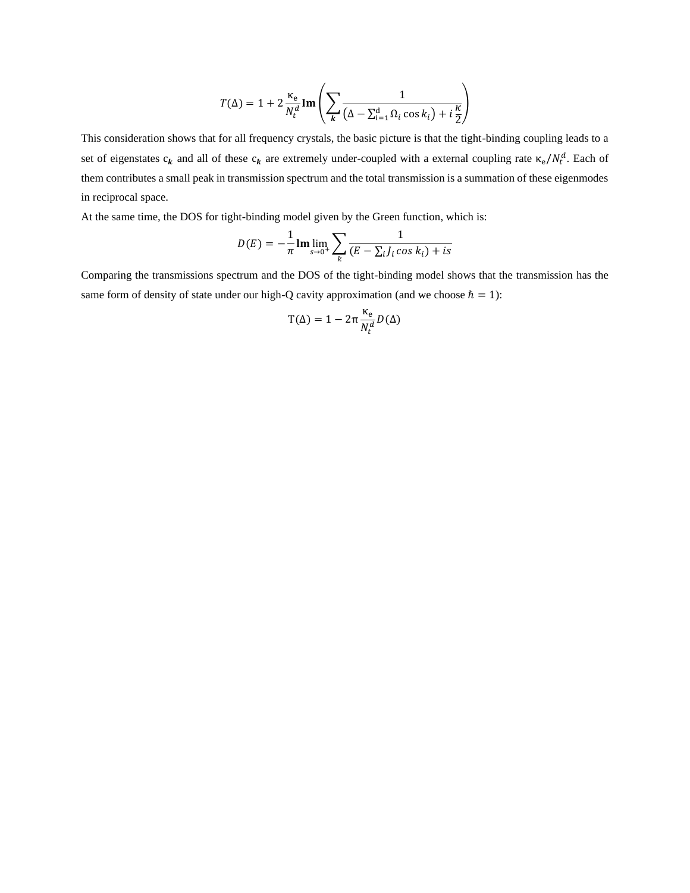$$T(\Delta) = 1 + 2\frac{\kappa_e}{N_t^d}\mathbf{Im}\left(\sum_{\boldsymbol{k}} \frac{1}{\left(\Delta - \sum_{i=1}^{d} \Omega_i \cos k_i\right) + i\frac{\kappa}{2}}\right)$$

This consideration shows that for all frequency crystals, the basic picture is that the tight-binding coupling leads to a set of eigenstates $c_{\boldsymbol{k}}$ and all of these $c_{\boldsymbol{k}}$ are extremely under-coupled with a external coupling rate $\kappa_e/N_t^d$. Each of them contributes a small peak in transmission spectrum and the total transmission is a summation of these eigenmodes in reciprocal space.

At the same time, the DOS for tight-binding model given by the Green function, which is:

$$D(E) = -\frac{1}{\pi}\mathbf{Im}\lim_{s\to 0^+}\sum_{k} \frac{1}{(E - \sum_i J_i \cos k_i) + is}$$

Comparing the transmissions spectrum and the DOS of the tight-binding model shows that the transmission has the same form of density of state under our high-Q cavity approximation (and we choose $\hbar = 1$):

$$T(\Delta) = 1 - 2\pi\frac{\kappa_e}{N_t^d}D(\Delta)$$